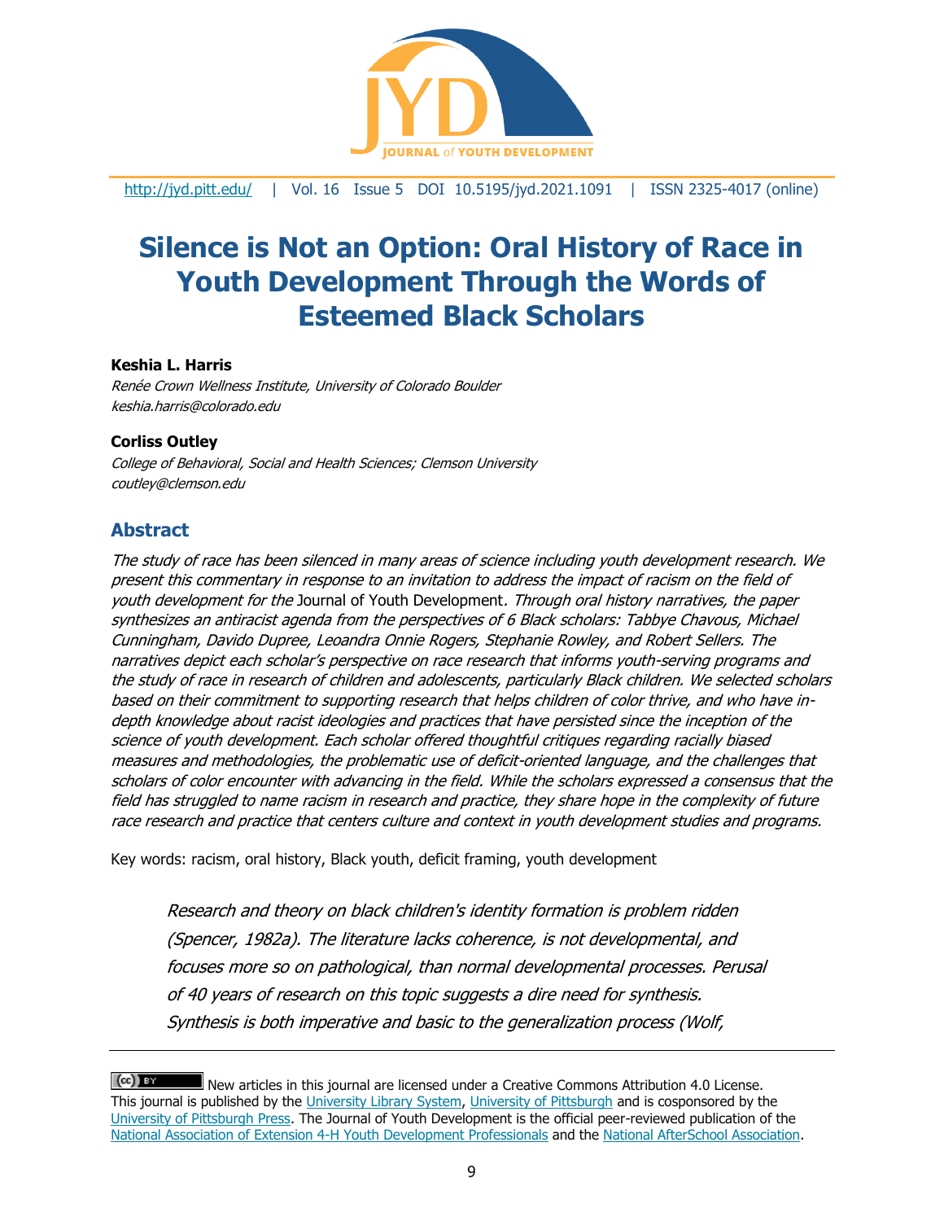# Silence is Not an Option: Oral History of Race in Youth Development Through the Words of Esteemed Black Scholars

**Keshia L. Harris**
*Renée Crown Wellness Institute, University of Colorado Boulder*
*keshia.harris@colorado.edu*

**Corliss Outley**
*College of Behavioral, Social and Health Sciences; Clemson University*
*coutley@clemson.edu*

## Abstract

*The study of race has been silenced in many areas of science including youth development research. We present this commentary in response to an invitation to address the impact of racism on the field of youth development for the* Journal of Youth Development*. Through oral history narratives, the paper synthesizes an antiracist agenda from the perspectives of 6 Black scholars: Tabbye Chavous, Michael Cunningham, Davido Dupree, Leoandra Onnie Rogers, Stephanie Rowley, and Robert Sellers. The narratives depict each scholar's perspective on race research that informs youth-serving programs and the study of race in research of children and adolescents, particularly Black children. We selected scholars based on their commitment to supporting research that helps children of color thrive, and who have in-depth knowledge about racist ideologies and practices that have persisted since the inception of the science of youth development. Each scholar offered thoughtful critiques regarding racially biased measures and methodologies, the problematic use of deficit-oriented language, and the challenges that scholars of color encounter with advancing in the field. While the scholars expressed a consensus that the field has struggled to name racism in research and practice, they share hope in the complexity of future race research and practice that centers culture and context in youth development studies and programs.*

Key words: racism, oral history, Black youth, deficit framing, youth development

> *Research and theory on black children's identity formation is problem ridden (Spencer, 1982a). The literature lacks coherence, is not developmental, and focuses more so on pathological, than normal developmental processes. Perusal of 40 years of research on this topic suggests a dire need for synthesis. Synthesis is both imperative and basic to the generalization process (Wolf,*

New articles in this journal are licensed under a Creative Commons Attribution 4.0 License. This journal is published by the University Library System, University of Pittsburgh and is cosponsored by the University of Pittsburgh Press. The Journal of Youth Development is the official peer-reviewed publication of the National Association of Extension 4-H Youth Development Professionals and the National AfterSchool Association.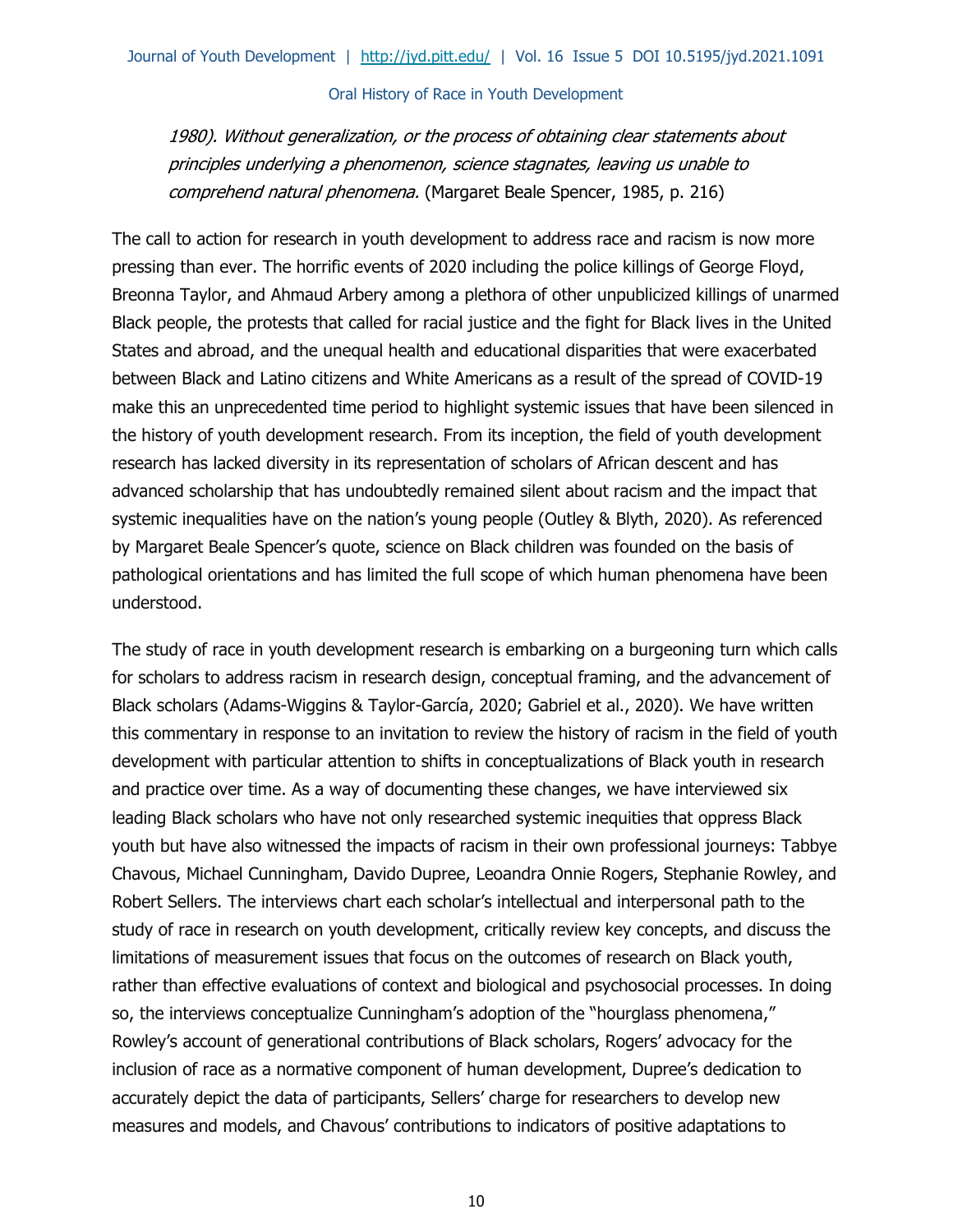*1980). Without generalization, or the process of obtaining clear statements about principles underlying a phenomenon, science stagnates, leaving us unable to comprehend natural phenomena.* (Margaret Beale Spencer, 1985, p. 216)

The call to action for research in youth development to address race and racism is now more pressing than ever. The horrific events of 2020 including the police killings of George Floyd, Breonna Taylor, and Ahmaud Arbery among a plethora of other unpublicized killings of unarmed Black people, the protests that called for racial justice and the fight for Black lives in the United States and abroad, and the unequal health and educational disparities that were exacerbated between Black and Latino citizens and White Americans as a result of the spread of COVID-19 make this an unprecedented time period to highlight systemic issues that have been silenced in the history of youth development research. From its inception, the field of youth development research has lacked diversity in its representation of scholars of African descent and has advanced scholarship that has undoubtedly remained silent about racism and the impact that systemic inequalities have on the nation's young people (Outley & Blyth, 2020). As referenced by Margaret Beale Spencer's quote, science on Black children was founded on the basis of pathological orientations and has limited the full scope of which human phenomena have been understood.

The study of race in youth development research is embarking on a burgeoning turn which calls for scholars to address racism in research design, conceptual framing, and the advancement of Black scholars (Adams-Wiggins & Taylor-García, 2020; Gabriel et al., 2020). We have written this commentary in response to an invitation to review the history of racism in the field of youth development with particular attention to shifts in conceptualizations of Black youth in research and practice over time. As a way of documenting these changes, we have interviewed six leading Black scholars who have not only researched systemic inequities that oppress Black youth but have also witnessed the impacts of racism in their own professional journeys: Tabbye Chavous, Michael Cunningham, Davido Dupree, Leoandra Onnie Rogers, Stephanie Rowley, and Robert Sellers. The interviews chart each scholar's intellectual and interpersonal path to the study of race in research on youth development, critically review key concepts, and discuss the limitations of measurement issues that focus on the outcomes of research on Black youth, rather than effective evaluations of context and biological and psychosocial processes. In doing so, the interviews conceptualize Cunningham's adoption of the "hourglass phenomena," Rowley's account of generational contributions of Black scholars, Rogers' advocacy for the inclusion of race as a normative component of human development, Dupree's dedication to accurately depict the data of participants, Sellers' charge for researchers to develop new measures and models, and Chavous' contributions to indicators of positive adaptations to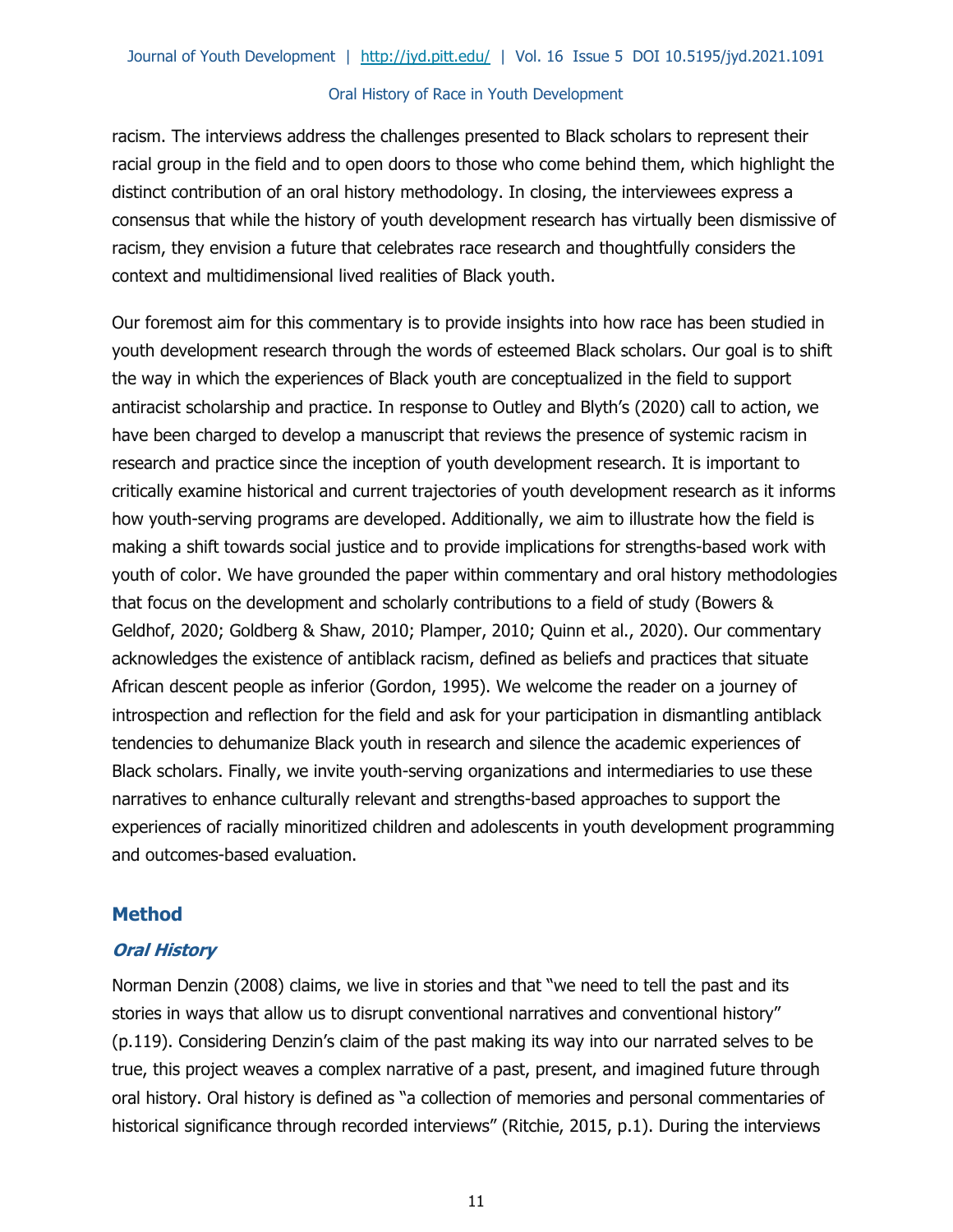racism. The interviews address the challenges presented to Black scholars to represent their racial group in the field and to open doors to those who come behind them, which highlight the distinct contribution of an oral history methodology. In closing, the interviewees express a consensus that while the history of youth development research has virtually been dismissive of racism, they envision a future that celebrates race research and thoughtfully considers the context and multidimensional lived realities of Black youth.

Our foremost aim for this commentary is to provide insights into how race has been studied in youth development research through the words of esteemed Black scholars. Our goal is to shift the way in which the experiences of Black youth are conceptualized in the field to support antiracist scholarship and practice. In response to Outley and Blyth's (2020) call to action, we have been charged to develop a manuscript that reviews the presence of systemic racism in research and practice since the inception of youth development research. It is important to critically examine historical and current trajectories of youth development research as it informs how youth-serving programs are developed. Additionally, we aim to illustrate how the field is making a shift towards social justice and to provide implications for strengths-based work with youth of color. We have grounded the paper within commentary and oral history methodologies that focus on the development and scholarly contributions to a field of study (Bowers & Geldhof, 2020; Goldberg & Shaw, 2010; Plamper, 2010; Quinn et al., 2020). Our commentary acknowledges the existence of antiblack racism, defined as beliefs and practices that situate African descent people as inferior (Gordon, 1995). We welcome the reader on a journey of introspection and reflection for the field and ask for your participation in dismantling antiblack tendencies to dehumanize Black youth in research and silence the academic experiences of Black scholars. Finally, we invite youth-serving organizations and intermediaries to use these narratives to enhance culturally relevant and strengths-based approaches to support the experiences of racially minoritized children and adolescents in youth development programming and outcomes-based evaluation.

## Method

### *Oral History*

Norman Denzin (2008) claims, we live in stories and that "we need to tell the past and its stories in ways that allow us to disrupt conventional narratives and conventional history" (p.119). Considering Denzin's claim of the past making its way into our narrated selves to be true, this project weaves a complex narrative of a past, present, and imagined future through oral history. Oral history is defined as "a collection of memories and personal commentaries of historical significance through recorded interviews" (Ritchie, 2015, p.1). During the interviews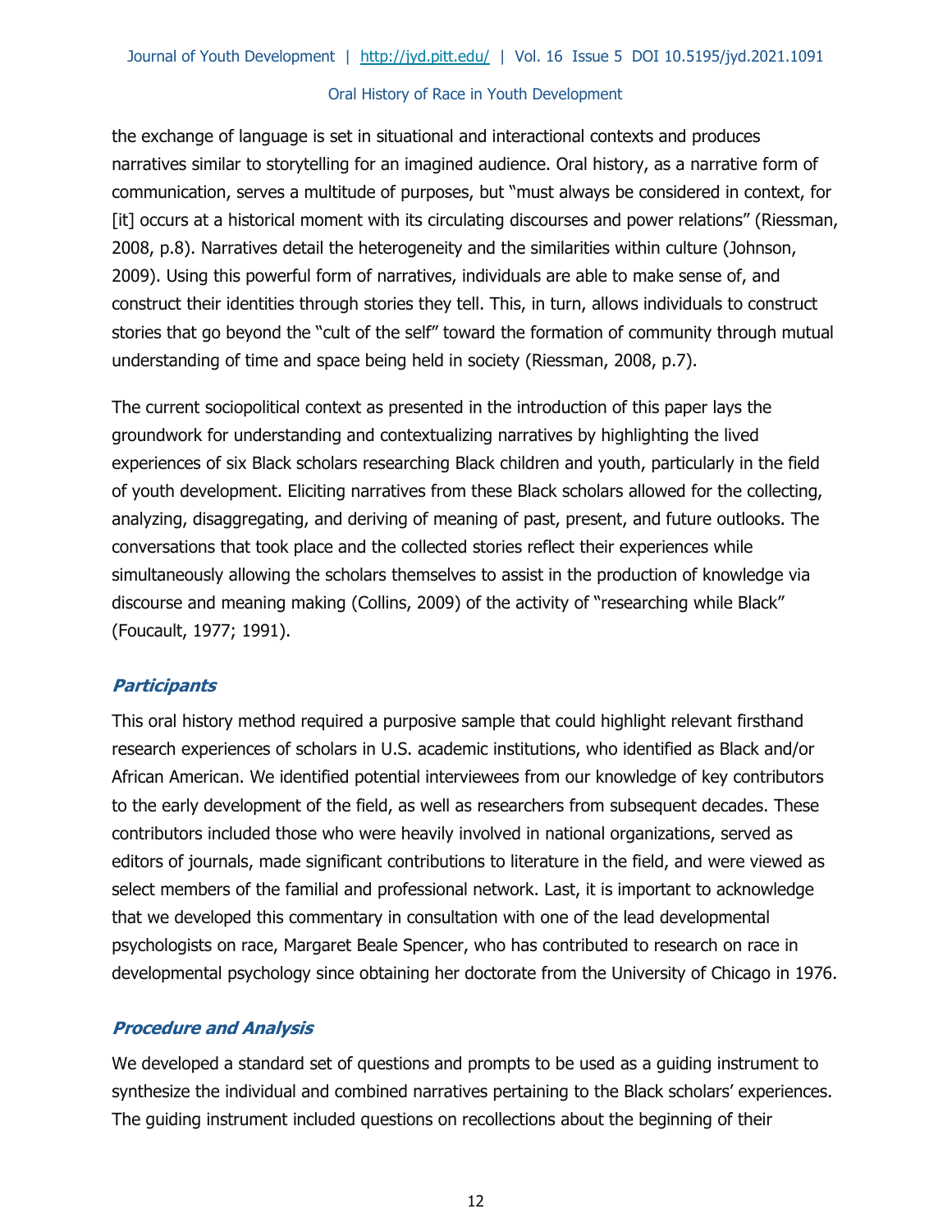the exchange of language is set in situational and interactional contexts and produces narratives similar to storytelling for an imagined audience. Oral history, as a narrative form of communication, serves a multitude of purposes, but "must always be considered in context, for [it] occurs at a historical moment with its circulating discourses and power relations" (Riessman, 2008, p.8). Narratives detail the heterogeneity and the similarities within culture (Johnson, 2009). Using this powerful form of narratives, individuals are able to make sense of, and construct their identities through stories they tell. This, in turn, allows individuals to construct stories that go beyond the "cult of the self" toward the formation of community through mutual understanding of time and space being held in society (Riessman, 2008, p.7).

The current sociopolitical context as presented in the introduction of this paper lays the groundwork for understanding and contextualizing narratives by highlighting the lived experiences of six Black scholars researching Black children and youth, particularly in the field of youth development. Eliciting narratives from these Black scholars allowed for the collecting, analyzing, disaggregating, and deriving of meaning of past, present, and future outlooks. The conversations that took place and the collected stories reflect their experiences while simultaneously allowing the scholars themselves to assist in the production of knowledge via discourse and meaning making (Collins, 2009) of the activity of "researching while Black" (Foucault, 1977; 1991).

### *Participants*

This oral history method required a purposive sample that could highlight relevant firsthand research experiences of scholars in U.S. academic institutions, who identified as Black and/or African American. We identified potential interviewees from our knowledge of key contributors to the early development of the field, as well as researchers from subsequent decades. These contributors included those who were heavily involved in national organizations, served as editors of journals, made significant contributions to literature in the field, and were viewed as select members of the familial and professional network. Last, it is important to acknowledge that we developed this commentary in consultation with one of the lead developmental psychologists on race, Margaret Beale Spencer, who has contributed to research on race in developmental psychology since obtaining her doctorate from the University of Chicago in 1976.

### *Procedure and Analysis*

We developed a standard set of questions and prompts to be used as a guiding instrument to synthesize the individual and combined narratives pertaining to the Black scholars' experiences. The guiding instrument included questions on recollections about the beginning of their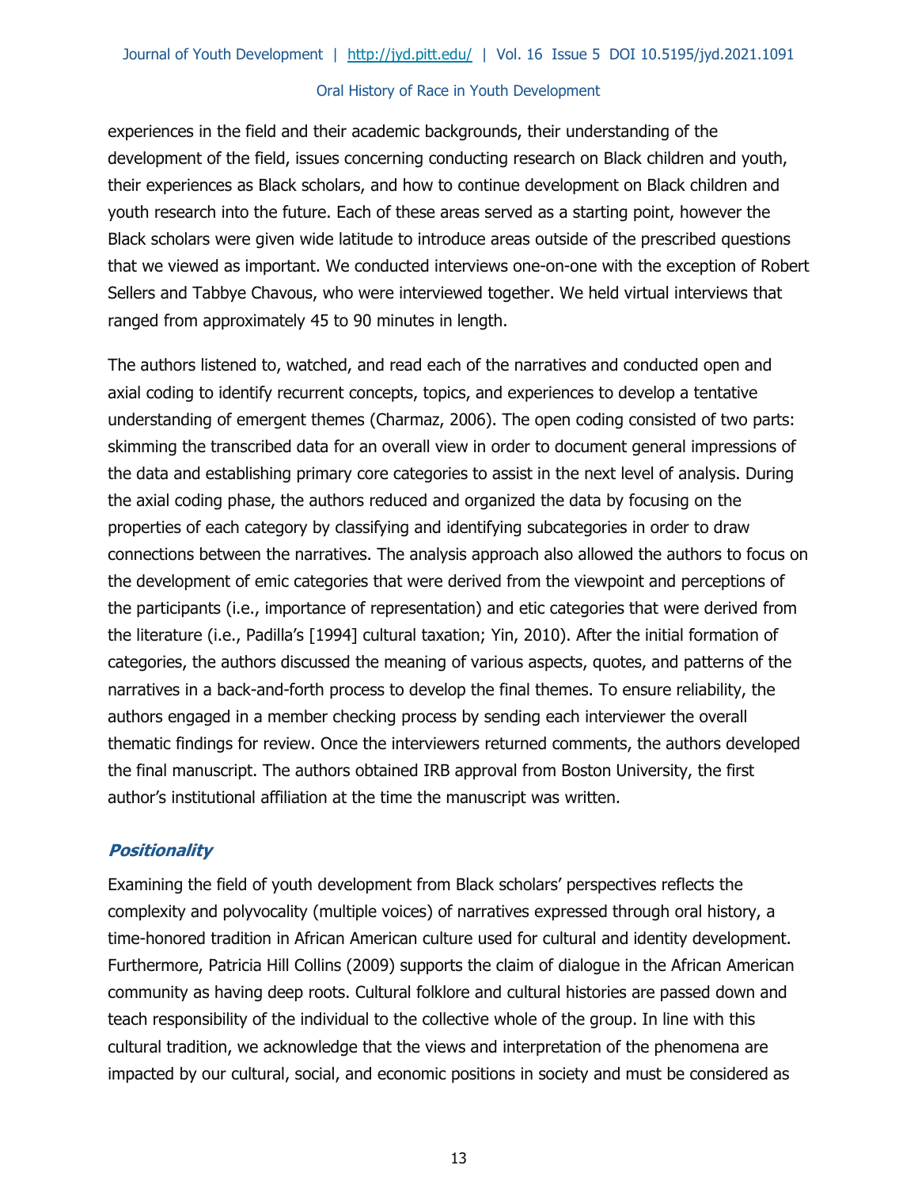experiences in the field and their academic backgrounds, their understanding of the development of the field, issues concerning conducting research on Black children and youth, their experiences as Black scholars, and how to continue development on Black children and youth research into the future. Each of these areas served as a starting point, however the Black scholars were given wide latitude to introduce areas outside of the prescribed questions that we viewed as important. We conducted interviews one-on-one with the exception of Robert Sellers and Tabbye Chavous, who were interviewed together. We held virtual interviews that ranged from approximately 45 to 90 minutes in length.

The authors listened to, watched, and read each of the narratives and conducted open and axial coding to identify recurrent concepts, topics, and experiences to develop a tentative understanding of emergent themes (Charmaz, 2006). The open coding consisted of two parts: skimming the transcribed data for an overall view in order to document general impressions of the data and establishing primary core categories to assist in the next level of analysis. During the axial coding phase, the authors reduced and organized the data by focusing on the properties of each category by classifying and identifying subcategories in order to draw connections between the narratives. The analysis approach also allowed the authors to focus on the development of emic categories that were derived from the viewpoint and perceptions of the participants (i.e., importance of representation) and etic categories that were derived from the literature (i.e., Padilla's [1994] cultural taxation; Yin, 2010). After the initial formation of categories, the authors discussed the meaning of various aspects, quotes, and patterns of the narratives in a back-and-forth process to develop the final themes. To ensure reliability, the authors engaged in a member checking process by sending each interviewer the overall thematic findings for review. Once the interviewers returned comments, the authors developed the final manuscript. The authors obtained IRB approval from Boston University, the first author's institutional affiliation at the time the manuscript was written.

### ***Positionality***

Examining the field of youth development from Black scholars' perspectives reflects the complexity and polyvocality (multiple voices) of narratives expressed through oral history, a time-honored tradition in African American culture used for cultural and identity development. Furthermore, Patricia Hill Collins (2009) supports the claim of dialogue in the African American community as having deep roots. Cultural folklore and cultural histories are passed down and teach responsibility of the individual to the collective whole of the group. In line with this cultural tradition, we acknowledge that the views and interpretation of the phenomena are impacted by our cultural, social, and economic positions in society and must be considered as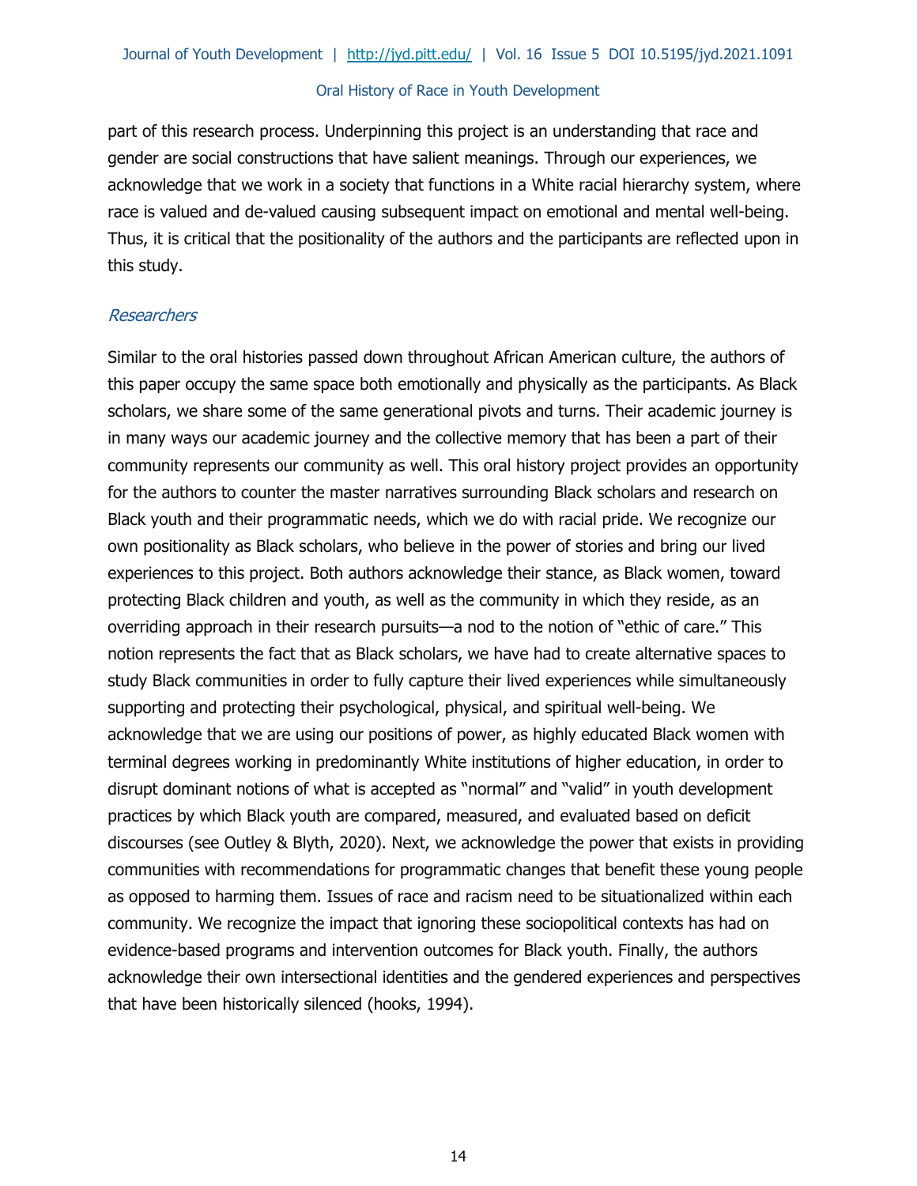part of this research process. Underpinning this project is an understanding that race and gender are social constructions that have salient meanings. Through our experiences, we acknowledge that we work in a society that functions in a White racial hierarchy system, where race is valued and de-valued causing subsequent impact on emotional and mental well-being. Thus, it is critical that the positionality of the authors and the participants are reflected upon in this study.

### *Researchers*

Similar to the oral histories passed down throughout African American culture, the authors of this paper occupy the same space both emotionally and physically as the participants. As Black scholars, we share some of the same generational pivots and turns. Their academic journey is in many ways our academic journey and the collective memory that has been a part of their community represents our community as well. This oral history project provides an opportunity for the authors to counter the master narratives surrounding Black scholars and research on Black youth and their programmatic needs, which we do with racial pride. We recognize our own positionality as Black scholars, who believe in the power of stories and bring our lived experiences to this project. Both authors acknowledge their stance, as Black women, toward protecting Black children and youth, as well as the community in which they reside, as an overriding approach in their research pursuits—a nod to the notion of "ethic of care." This notion represents the fact that as Black scholars, we have had to create alternative spaces to study Black communities in order to fully capture their lived experiences while simultaneously supporting and protecting their psychological, physical, and spiritual well-being. We acknowledge that we are using our positions of power, as highly educated Black women with terminal degrees working in predominantly White institutions of higher education, in order to disrupt dominant notions of what is accepted as "normal" and "valid" in youth development practices by which Black youth are compared, measured, and evaluated based on deficit discourses (see Outley & Blyth, 2020). Next, we acknowledge the power that exists in providing communities with recommendations for programmatic changes that benefit these young people as opposed to harming them. Issues of race and racism need to be situationalized within each community. We recognize the impact that ignoring these sociopolitical contexts has had on evidence-based programs and intervention outcomes for Black youth. Finally, the authors acknowledge their own intersectional identities and the gendered experiences and perspectives that have been historically silenced (hooks, 1994).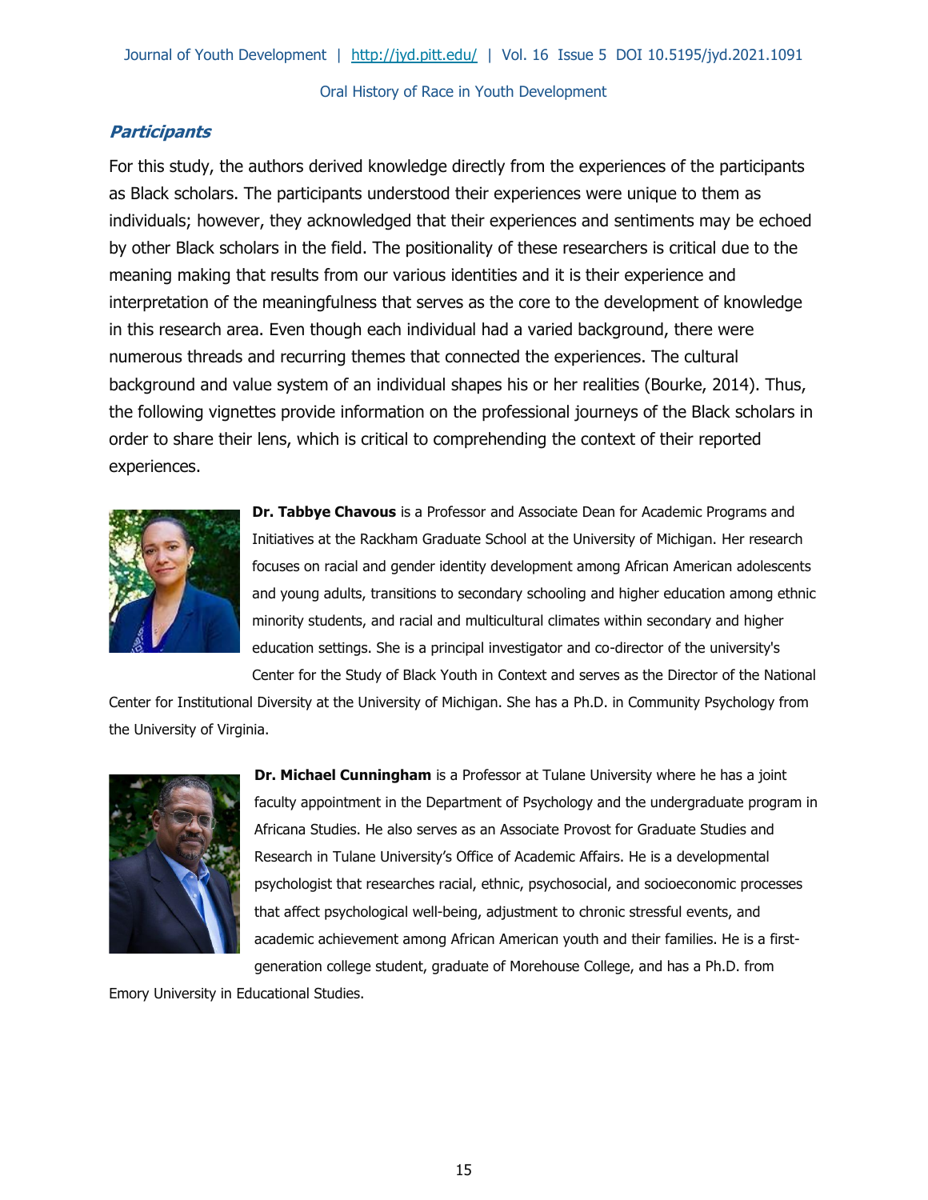### *Participants*

For this study, the authors derived knowledge directly from the experiences of the participants as Black scholars. The participants understood their experiences were unique to them as individuals; however, they acknowledged that their experiences and sentiments may be echoed by other Black scholars in the field. The positionality of these researchers is critical due to the meaning making that results from our various identities and it is their experience and interpretation of the meaningfulness that serves as the core to the development of knowledge in this research area. Even though each individual had a varied background, there were numerous threads and recurring themes that connected the experiences. The cultural background and value system of an individual shapes his or her realities (Bourke, 2014). Thus, the following vignettes provide information on the professional journeys of the Black scholars in order to share their lens, which is critical to comprehending the context of their reported experiences.

**Dr. Tabbye Chavous** is a Professor and Associate Dean for Academic Programs and Initiatives at the Rackham Graduate School at the University of Michigan. Her research focuses on racial and gender identity development among African American adolescents and young adults, transitions to secondary schooling and higher education among ethnic minority students, and racial and multicultural climates within secondary and higher education settings. She is a principal investigator and co-director of the university's Center for the Study of Black Youth in Context and serves as the Director of the National Center for Institutional Diversity at the University of Michigan. She has a Ph.D. in Community Psychology from the University of Virginia.

**Dr. Michael Cunningham** is a Professor at Tulane University where he has a joint faculty appointment in the Department of Psychology and the undergraduate program in Africana Studies. He also serves as an Associate Provost for Graduate Studies and Research in Tulane University's Office of Academic Affairs. He is a developmental psychologist that researches racial, ethnic, psychosocial, and socioeconomic processes that affect psychological well-being, adjustment to chronic stressful events, and academic achievement among African American youth and their families. He is a first-generation college student, graduate of Morehouse College, and has a Ph.D. from Emory University in Educational Studies.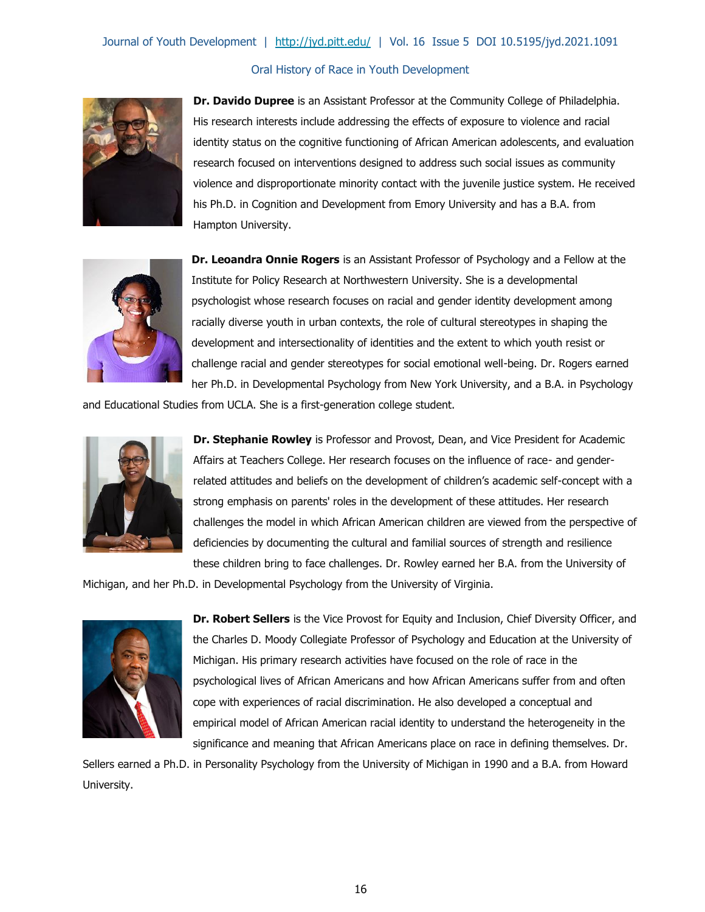**Dr. Davido Dupree** is an Assistant Professor at the Community College of Philadelphia. His research interests include addressing the effects of exposure to violence and racial identity status on the cognitive functioning of African American adolescents, and evaluation research focused on interventions designed to address such social issues as community violence and disproportionate minority contact with the juvenile justice system. He received his Ph.D. in Cognition and Development from Emory University and has a B.A. from Hampton University.

**Dr. Leoandra Onnie Rogers** is an Assistant Professor of Psychology and a Fellow at the Institute for Policy Research at Northwestern University. She is a developmental psychologist whose research focuses on racial and gender identity development among racially diverse youth in urban contexts, the role of cultural stereotypes in shaping the development and intersectionality of identities and the extent to which youth resist or challenge racial and gender stereotypes for social emotional well-being. Dr. Rogers earned her Ph.D. in Developmental Psychology from New York University, and a B.A. in Psychology and Educational Studies from UCLA. She is a first-generation college student.

**Dr. Stephanie Rowley** is Professor and Provost, Dean, and Vice President for Academic Affairs at Teachers College. Her research focuses on the influence of race- and gender-related attitudes and beliefs on the development of children's academic self-concept with a strong emphasis on parents' roles in the development of these attitudes. Her research challenges the model in which African American children are viewed from the perspective of deficiencies by documenting the cultural and familial sources of strength and resilience these children bring to face challenges. Dr. Rowley earned her B.A. from the University of Michigan, and her Ph.D. in Developmental Psychology from the University of Virginia.

**Dr. Robert Sellers** is the Vice Provost for Equity and Inclusion, Chief Diversity Officer, and the Charles D. Moody Collegiate Professor of Psychology and Education at the University of Michigan. His primary research activities have focused on the role of race in the psychological lives of African Americans and how African Americans suffer from and often cope with experiences of racial discrimination. He also developed a conceptual and empirical model of African American racial identity to understand the heterogeneity in the significance and meaning that African Americans place on race in defining themselves. Dr. Sellers earned a Ph.D. in Personality Psychology from the University of Michigan in 1990 and a B.A. from Howard University.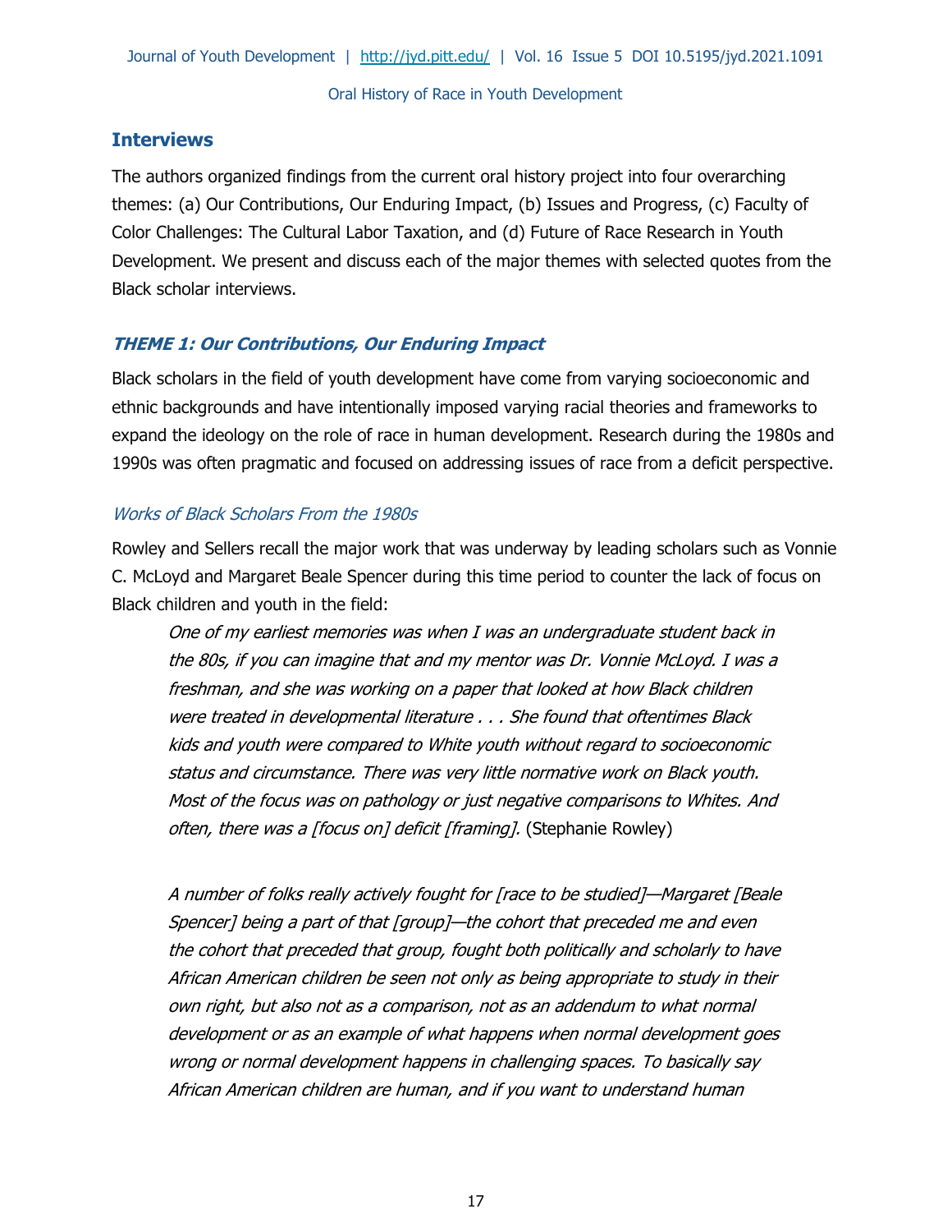## Interviews

The authors organized findings from the current oral history project into four overarching themes: (a) Our Contributions, Our Enduring Impact, (b) Issues and Progress, (c) Faculty of Color Challenges: The Cultural Labor Taxation, and (d) Future of Race Research in Youth Development. We present and discuss each of the major themes with selected quotes from the Black scholar interviews.

### *THEME 1: Our Contributions, Our Enduring Impact*

Black scholars in the field of youth development have come from varying socioeconomic and ethnic backgrounds and have intentionally imposed varying racial theories and frameworks to expand the ideology on the role of race in human development. Research during the 1980s and 1990s was often pragmatic and focused on addressing issues of race from a deficit perspective.

#### *Works of Black Scholars From the 1980s*

Rowley and Sellers recall the major work that was underway by leading scholars such as Vonnie C. McLoyd and Margaret Beale Spencer during this time period to counter the lack of focus on Black children and youth in the field:

> *One of my earliest memories was when I was an undergraduate student back in the 80s, if you can imagine that and my mentor was Dr. Vonnie McLoyd. I was a freshman, and she was working on a paper that looked at how Black children were treated in developmental literature . . . She found that oftentimes Black kids and youth were compared to White youth without regard to socioeconomic status and circumstance. There was very little normative work on Black youth. Most of the focus was on pathology or just negative comparisons to Whites. And often, there was a [focus on] deficit [framing].* (Stephanie Rowley)

> *A number of folks really actively fought for [race to be studied]—Margaret [Beale Spencer] being a part of that [group]—the cohort that preceded me and even the cohort that preceded that group, fought both politically and scholarly to have African American children be seen not only as being appropriate to study in their own right, but also not as a comparison, not as an addendum to what normal development or as an example of what happens when normal development goes wrong or normal development happens in challenging spaces. To basically say African American children are human, and if you want to understand human*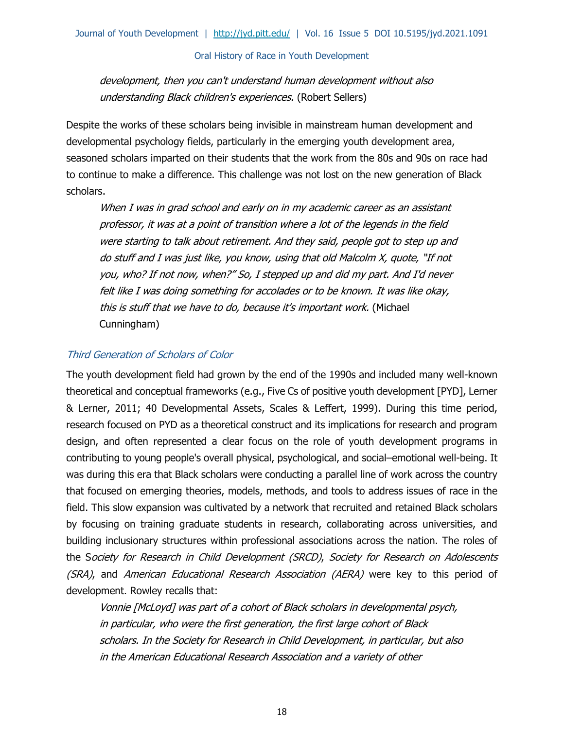*development, then you can't understand human development without also understanding Black children's experiences.* (Robert Sellers)

Despite the works of these scholars being invisible in mainstream human development and developmental psychology fields, particularly in the emerging youth development area, seasoned scholars imparted on their students that the work from the 80s and 90s on race had to continue to make a difference. This challenge was not lost on the new generation of Black scholars.

> *When I was in grad school and early on in my academic career as an assistant professor, it was at a point of transition where a lot of the legends in the field were starting to talk about retirement. And they said, people got to step up and do stuff and I was just like, you know, using that old Malcolm X, quote, "If not you, who? If not now, when?" So, I stepped up and did my part. And I'd never felt like I was doing something for accolades or to be known. It was like okay, this is stuff that we have to do, because it's important work.* (Michael Cunningham)

### *Third Generation of Scholars of Color*

The youth development field had grown by the end of the 1990s and included many well-known theoretical and conceptual frameworks (e.g., Five Cs of positive youth development [PYD], Lerner & Lerner, 2011; 40 Developmental Assets, Scales & Leffert, 1999). During this time period, research focused on PYD as a theoretical construct and its implications for research and program design, and often represented a clear focus on the role of youth development programs in contributing to young people's overall physical, psychological, and social–emotional well-being. It was during this era that Black scholars were conducting a parallel line of work across the country that focused on emerging theories, models, methods, and tools to address issues of race in the field. This slow expansion was cultivated by a network that recruited and retained Black scholars by focusing on training graduate students in research, collaborating across universities, and building inclusionary structures within professional associations across the nation. The roles of the S*ociety for Research in Child Development (SRCD)*, *Society for Research on Adolescents (SRA)*, and *American Educational Research Association (AERA)* were key to this period of development. Rowley recalls that:

> *Vonnie [McLoyd] was part of a cohort of Black scholars in developmental psych, in particular, who were the first generation, the first large cohort of Black scholars. In the Society for Research in Child Development, in particular, but also in the American Educational Research Association and a variety of other*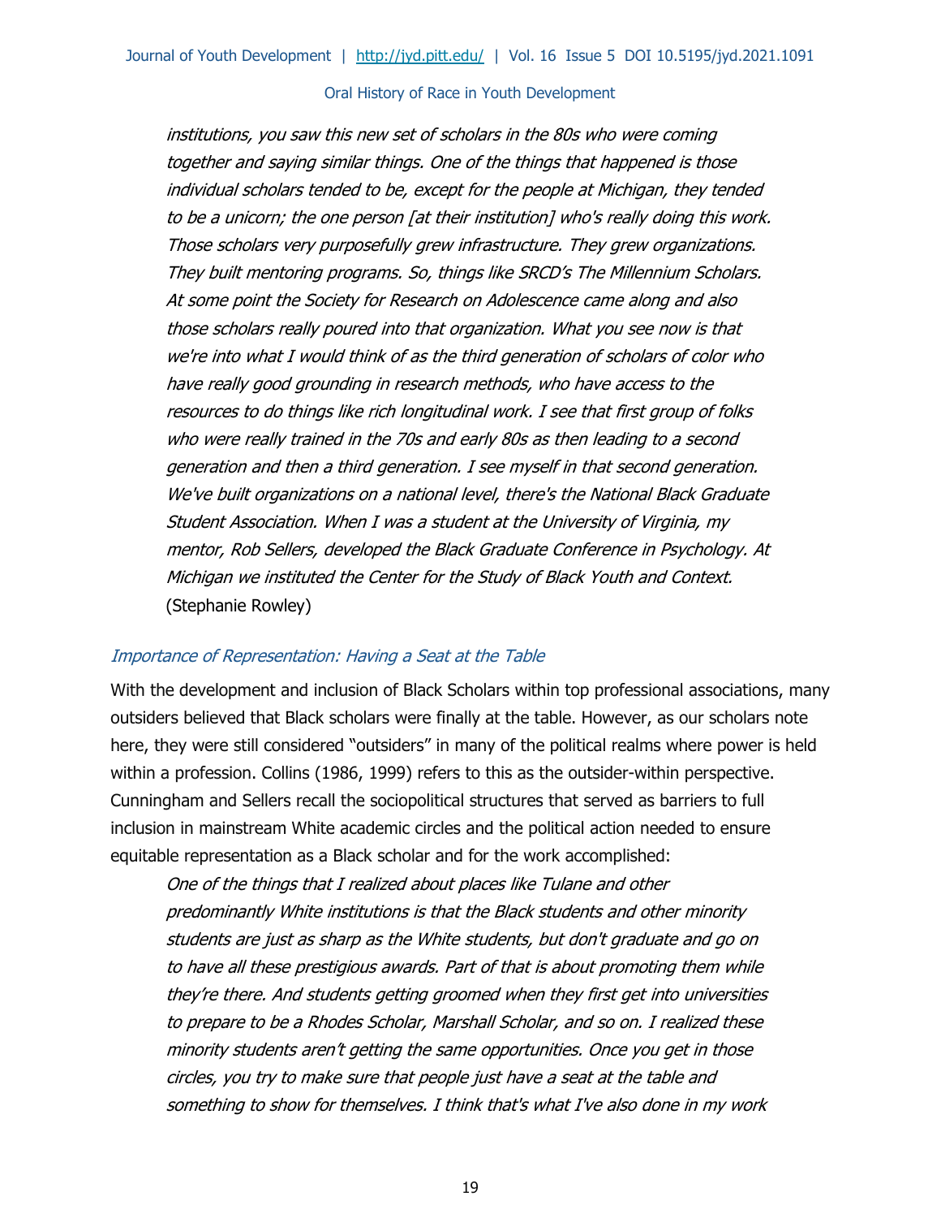*institutions, you saw this new set of scholars in the 80s who were coming together and saying similar things. One of the things that happened is those individual scholars tended to be, except for the people at Michigan, they tended to be a unicorn; the one person [at their institution] who's really doing this work. Those scholars very purposefully grew infrastructure. They grew organizations. They built mentoring programs. So, things like SRCD's The Millennium Scholars. At some point the Society for Research on Adolescence came along and also those scholars really poured into that organization. What you see now is that we're into what I would think of as the third generation of scholars of color who have really good grounding in research methods, who have access to the resources to do things like rich longitudinal work. I see that first group of folks who were really trained in the 70s and early 80s as then leading to a second generation and then a third generation. I see myself in that second generation. We've built organizations on a national level, there's the National Black Graduate Student Association. When I was a student at the University of Virginia, my mentor, Rob Sellers, developed the Black Graduate Conference in Psychology. At Michigan we instituted the Center for the Study of Black Youth and Context.* (Stephanie Rowley)

### *Importance of Representation: Having a Seat at the Table*

With the development and inclusion of Black Scholars within top professional associations, many outsiders believed that Black scholars were finally at the table. However, as our scholars note here, they were still considered "outsiders" in many of the political realms where power is held within a profession. Collins (1986, 1999) refers to this as the outsider-within perspective. Cunningham and Sellers recall the sociopolitical structures that served as barriers to full inclusion in mainstream White academic circles and the political action needed to ensure equitable representation as a Black scholar and for the work accomplished:

*One of the things that I realized about places like Tulane and other predominantly White institutions is that the Black students and other minority students are just as sharp as the White students, but don't graduate and go on to have all these prestigious awards. Part of that is about promoting them while they're there. And students getting groomed when they first get into universities to prepare to be a Rhodes Scholar, Marshall Scholar, and so on. I realized these minority students aren't getting the same opportunities. Once you get in those circles, you try to make sure that people just have a seat at the table and something to show for themselves. I think that's what I've also done in my work*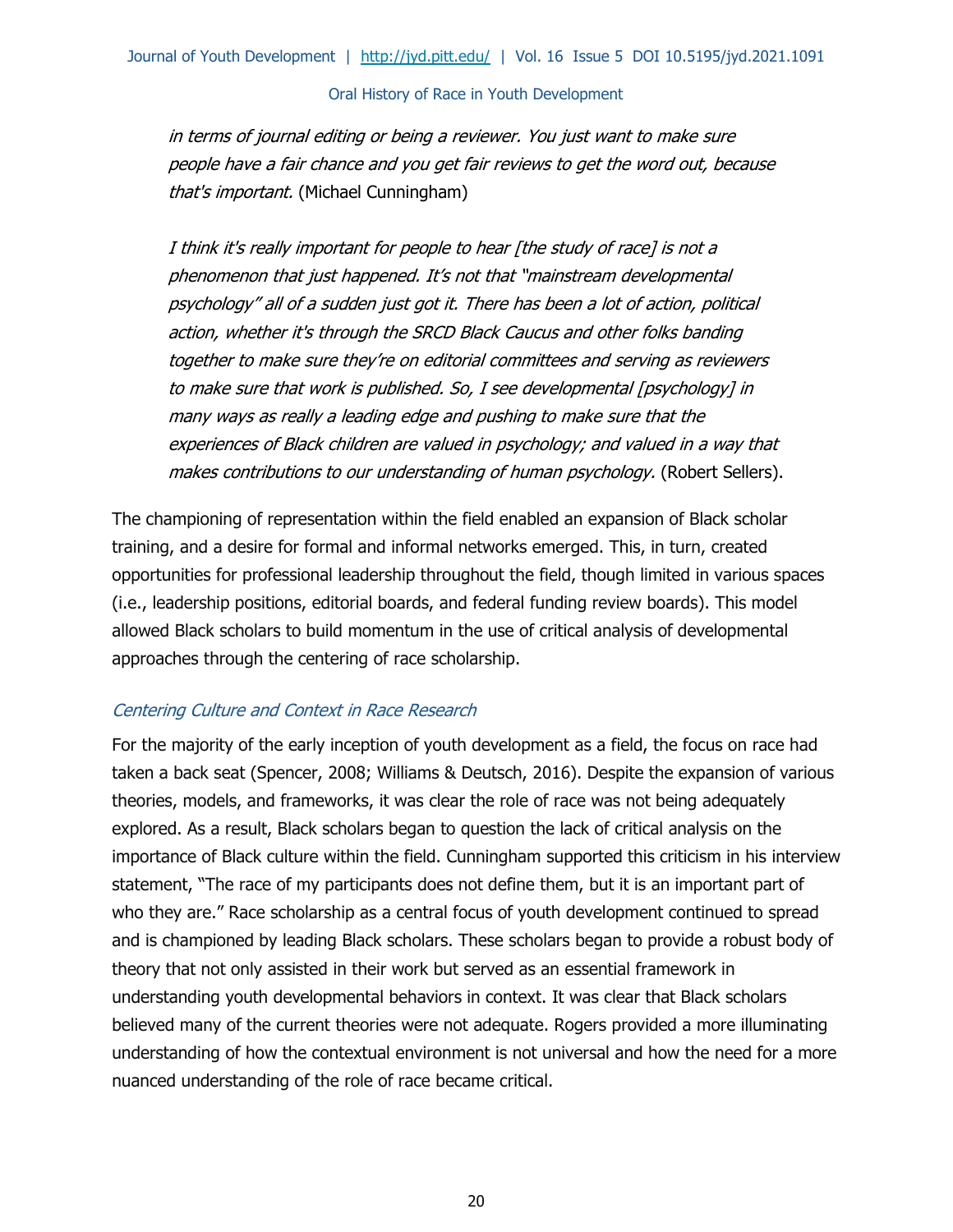*in terms of journal editing or being a reviewer. You just want to make sure people have a fair chance and you get fair reviews to get the word out, because that's important.* (Michael Cunningham)

*I think it's really important for people to hear [the study of race] is not a phenomenon that just happened. It's not that "mainstream developmental psychology" all of a sudden just got it. There has been a lot of action, political action, whether it's through the SRCD Black Caucus and other folks banding together to make sure they're on editorial committees and serving as reviewers to make sure that work is published. So, I see developmental [psychology] in many ways as really a leading edge and pushing to make sure that the experiences of Black children are valued in psychology; and valued in a way that makes contributions to our understanding of human psychology.* (Robert Sellers).

The championing of representation within the field enabled an expansion of Black scholar training, and a desire for formal and informal networks emerged. This, in turn, created opportunities for professional leadership throughout the field, though limited in various spaces (i.e., leadership positions, editorial boards, and federal funding review boards). This model allowed Black scholars to build momentum in the use of critical analysis of developmental approaches through the centering of race scholarship.

### *Centering Culture and Context in Race Research*

For the majority of the early inception of youth development as a field, the focus on race had taken a back seat (Spencer, 2008; Williams & Deutsch, 2016). Despite the expansion of various theories, models, and frameworks, it was clear the role of race was not being adequately explored. As a result, Black scholars began to question the lack of critical analysis on the importance of Black culture within the field. Cunningham supported this criticism in his interview statement, "The race of my participants does not define them, but it is an important part of who they are." Race scholarship as a central focus of youth development continued to spread and is championed by leading Black scholars. These scholars began to provide a robust body of theory that not only assisted in their work but served as an essential framework in understanding youth developmental behaviors in context. It was clear that Black scholars believed many of the current theories were not adequate. Rogers provided a more illuminating understanding of how the contextual environment is not universal and how the need for a more nuanced understanding of the role of race became critical.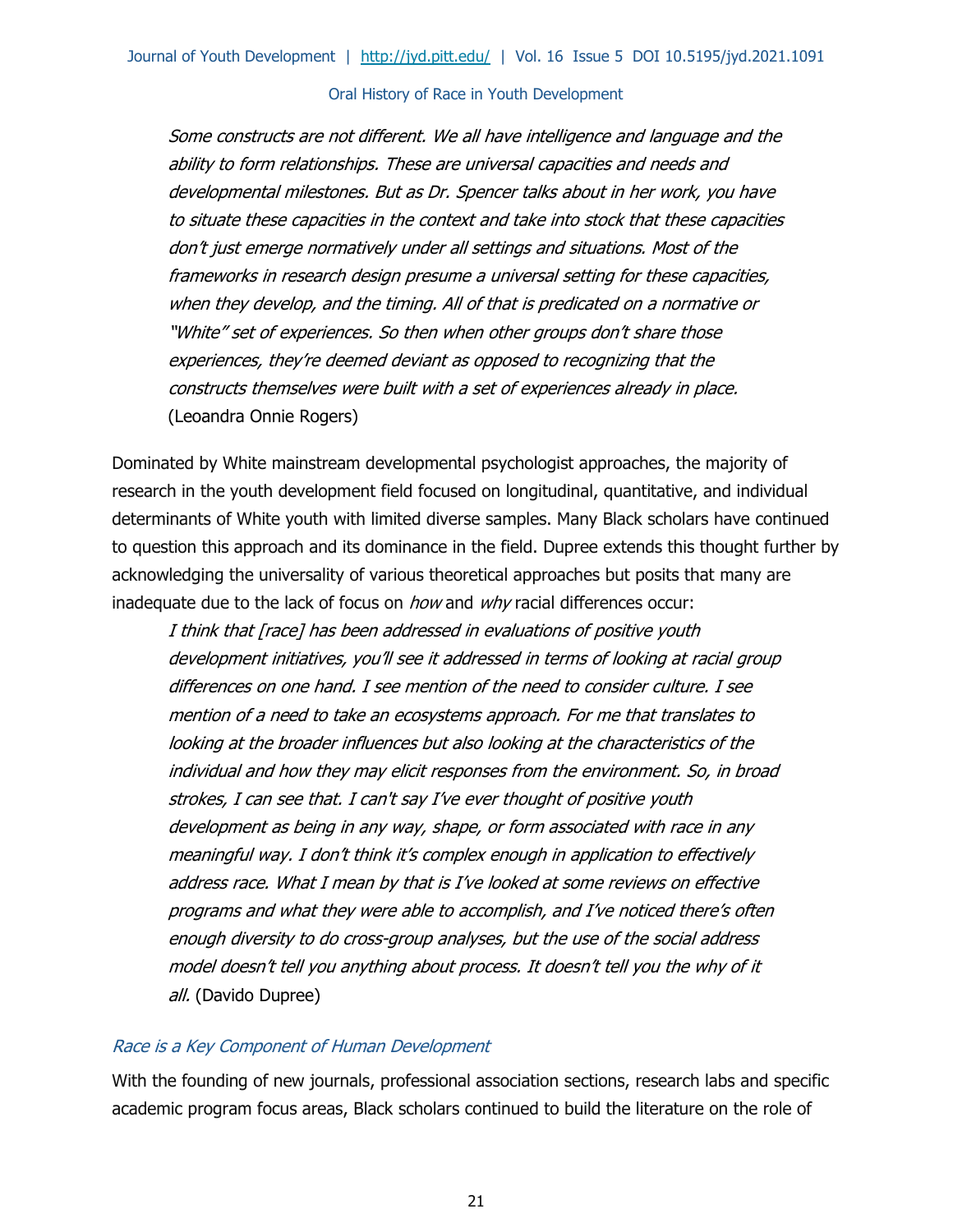> *Some constructs are not different. We all have intelligence and language and the ability to form relationships. These are universal capacities and needs and developmental milestones. But as Dr. Spencer talks about in her work, you have to situate these capacities in the context and take into stock that these capacities don't just emerge normatively under all settings and situations. Most of the frameworks in research design presume a universal setting for these capacities, when they develop, and the timing. All of that is predicated on a normative or "White" set of experiences. So then when other groups don't share those experiences, they're deemed deviant as opposed to recognizing that the constructs themselves were built with a set of experiences already in place.* (Leoandra Onnie Rogers)

Dominated by White mainstream developmental psychologist approaches, the majority of research in the youth development field focused on longitudinal, quantitative, and individual determinants of White youth with limited diverse samples. Many Black scholars have continued to question this approach and its dominance in the field. Dupree extends this thought further by acknowledging the universality of various theoretical approaches but posits that many are inadequate due to the lack of focus on *how* and *why* racial differences occur:

> *I think that [race] has been addressed in evaluations of positive youth development initiatives, you'll see it addressed in terms of looking at racial group differences on one hand. I see mention of the need to consider culture. I see mention of a need to take an ecosystems approach. For me that translates to looking at the broader influences but also looking at the characteristics of the individual and how they may elicit responses from the environment. So, in broad strokes, I can see that. I can't say I've ever thought of positive youth development as being in any way, shape, or form associated with race in any meaningful way. I don't think it's complex enough in application to effectively address race. What I mean by that is I've looked at some reviews on effective programs and what they were able to accomplish, and I've noticed there's often enough diversity to do cross-group analyses, but the use of the social address model doesn't tell you anything about process. It doesn't tell you the why of it all.* (Davido Dupree)

### *Race is a Key Component of Human Development*

With the founding of new journals, professional association sections, research labs and specific academic program focus areas, Black scholars continued to build the literature on the role of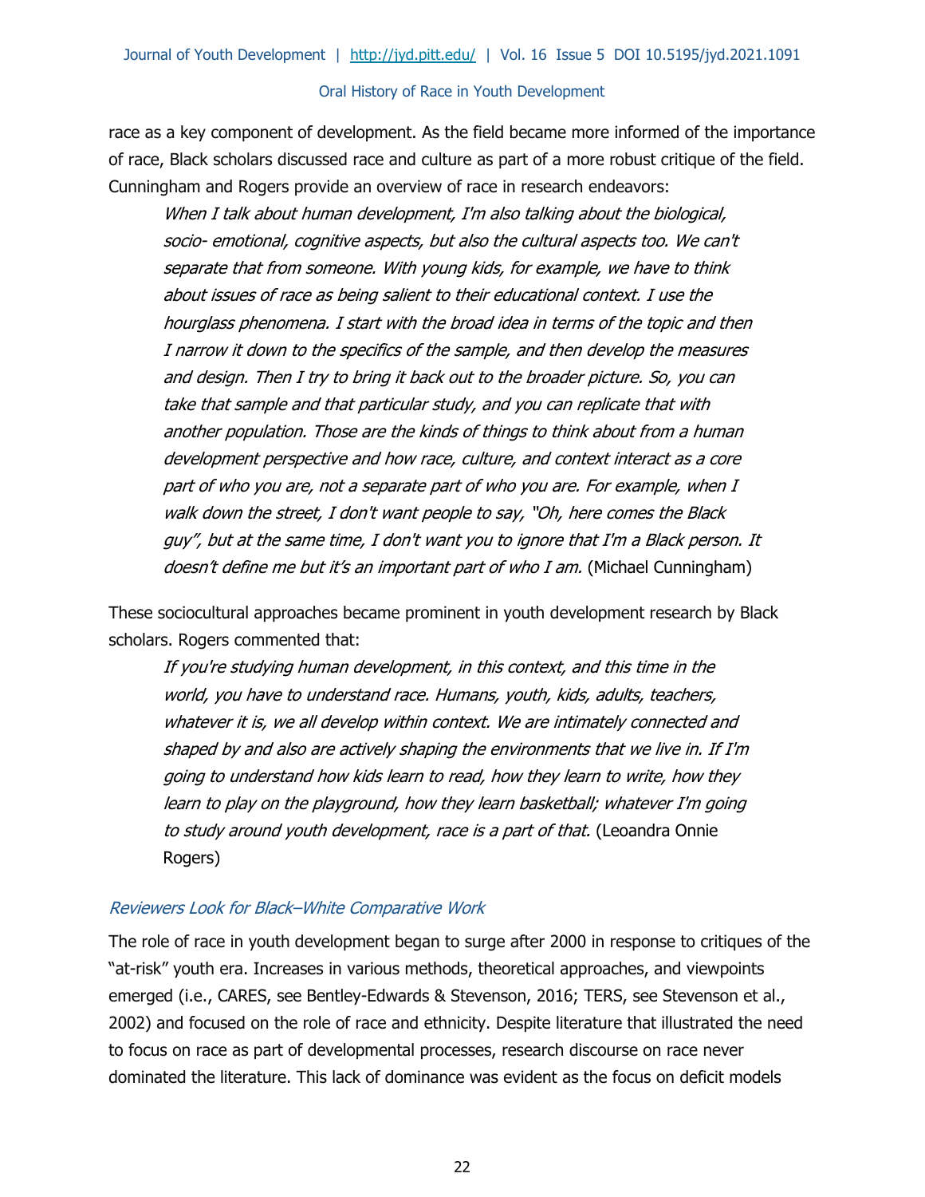race as a key component of development. As the field became more informed of the importance of race, Black scholars discussed race and culture as part of a more robust critique of the field. Cunningham and Rogers provide an overview of race in research endeavors:

> *When I talk about human development, I'm also talking about the biological, socio- emotional, cognitive aspects, but also the cultural aspects too. We can't separate that from someone. With young kids, for example, we have to think about issues of race as being salient to their educational context. I use the hourglass phenomena. I start with the broad idea in terms of the topic and then I narrow it down to the specifics of the sample, and then develop the measures and design. Then I try to bring it back out to the broader picture. So, you can take that sample and that particular study, and you can replicate that with another population. Those are the kinds of things to think about from a human development perspective and how race, culture, and context interact as a core part of who you are, not a separate part of who you are. For example, when I walk down the street, I don't want people to say, "Oh, here comes the Black guy", but at the same time, I don't want you to ignore that I'm a Black person. It doesn't define me but it's an important part of who I am.* (Michael Cunningham)

These sociocultural approaches became prominent in youth development research by Black scholars. Rogers commented that:

> *If you're studying human development, in this context, and this time in the world, you have to understand race. Humans, youth, kids, adults, teachers, whatever it is, we all develop within context. We are intimately connected and shaped by and also are actively shaping the environments that we live in. If I'm going to understand how kids learn to read, how they learn to write, how they learn to play on the playground, how they learn basketball; whatever I'm going to study around youth development, race is a part of that.* (Leoandra Onnie Rogers)

### *Reviewers Look for Black–White Comparative Work*

The role of race in youth development began to surge after 2000 in response to critiques of the "at-risk" youth era. Increases in various methods, theoretical approaches, and viewpoints emerged (i.e., CARES, see Bentley-Edwards & Stevenson, 2016; TERS, see Stevenson et al., 2002) and focused on the role of race and ethnicity. Despite literature that illustrated the need to focus on race as part of developmental processes, research discourse on race never dominated the literature. This lack of dominance was evident as the focus on deficit models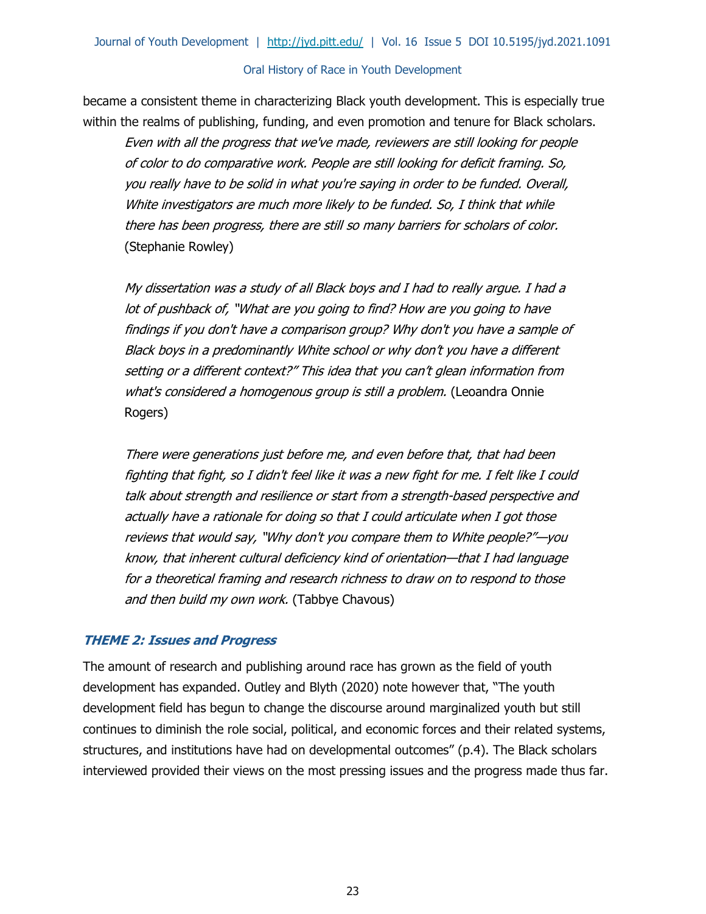became a consistent theme in characterizing Black youth development. This is especially true within the realms of publishing, funding, and even promotion and tenure for Black scholars.

> *Even with all the progress that we've made, reviewers are still looking for people of color to do comparative work. People are still looking for deficit framing. So, you really have to be solid in what you're saying in order to be funded. Overall, White investigators are much more likely to be funded. So, I think that while there has been progress, there are still so many barriers for scholars of color.* (Stephanie Rowley)

> *My dissertation was a study of all Black boys and I had to really argue. I had a lot of pushback of, "What are you going to find? How are you going to have findings if you don't have a comparison group? Why don't you have a sample of Black boys in a predominantly White school or why don't you have a different setting or a different context?" This idea that you can't glean information from what's considered a homogenous group is still a problem.* (Leoandra Onnie Rogers)

> *There were generations just before me, and even before that, that had been fighting that fight, so I didn't feel like it was a new fight for me. I felt like I could talk about strength and resilience or start from a strength-based perspective and actually have a rationale for doing so that I could articulate when I got those reviews that would say, "Why don't you compare them to White people?"—you know, that inherent cultural deficiency kind of orientation—that I had language for a theoretical framing and research richness to draw on to respond to those and then build my own work.* (Tabbye Chavous)

### ***THEME 2: Issues and Progress***

The amount of research and publishing around race has grown as the field of youth development has expanded. Outley and Blyth (2020) note however that, "The youth development field has begun to change the discourse around marginalized youth but still continues to diminish the role social, political, and economic forces and their related systems, structures, and institutions have had on developmental outcomes" (p.4). The Black scholars interviewed provided their views on the most pressing issues and the progress made thus far.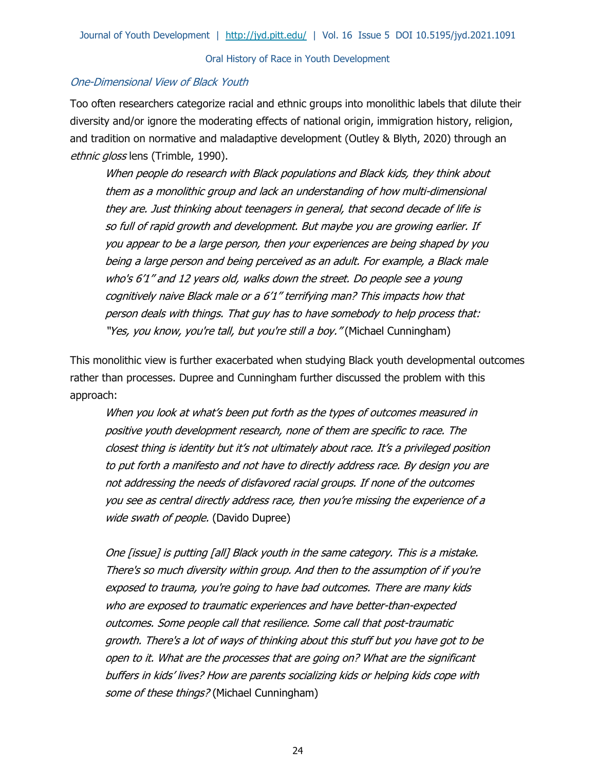### *One-Dimensional View of Black Youth*

Too often researchers categorize racial and ethnic groups into monolithic labels that dilute their diversity and/or ignore the moderating effects of national origin, immigration history, religion, and tradition on normative and maladaptive development (Outley & Blyth, 2020) through an *ethnic gloss* lens (Trimble, 1990).

> *When people do research with Black populations and Black kids, they think about them as a monolithic group and lack an understanding of how multi-dimensional they are. Just thinking about teenagers in general, that second decade of life is so full of rapid growth and development. But maybe you are growing earlier. If you appear to be a large person, then your experiences are being shaped by you being a large person and being perceived as an adult. For example, a Black male who's 6'1" and 12 years old, walks down the street. Do people see a young cognitively naive Black male or a 6'1" terrifying man? This impacts how that person deals with things. That guy has to have somebody to help process that: "Yes, you know, you're tall, but you're still a boy."* (Michael Cunningham)

This monolithic view is further exacerbated when studying Black youth developmental outcomes rather than processes. Dupree and Cunningham further discussed the problem with this approach:

> *When you look at what's been put forth as the types of outcomes measured in positive youth development research, none of them are specific to race. The closest thing is identity but it's not ultimately about race. It's a privileged position to put forth a manifesto and not have to directly address race. By design you are not addressing the needs of disfavored racial groups. If none of the outcomes you see as central directly address race, then you're missing the experience of a wide swath of people.* (Davido Dupree)

> *One [issue] is putting [all] Black youth in the same category. This is a mistake. There's so much diversity within group. And then to the assumption of if you're exposed to trauma, you're going to have bad outcomes. There are many kids who are exposed to traumatic experiences and have better-than-expected outcomes. Some people call that resilience. Some call that post-traumatic growth. There's a lot of ways of thinking about this stuff but you have got to be open to it. What are the processes that are going on? What are the significant buffers in kids' lives? How are parents socializing kids or helping kids cope with some of these things?* (Michael Cunningham)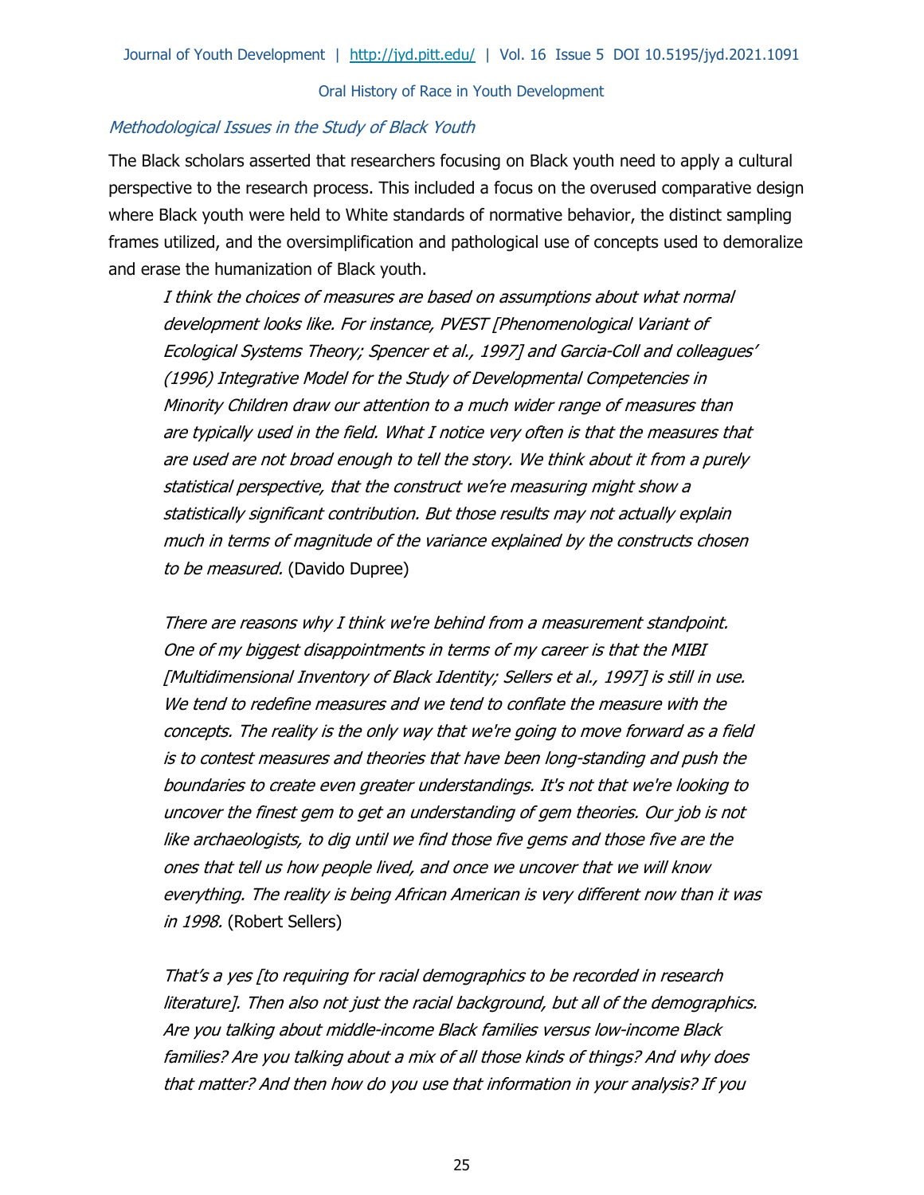### *Methodological Issues in the Study of Black Youth*

The Black scholars asserted that researchers focusing on Black youth need to apply a cultural perspective to the research process. This included a focus on the overused comparative design where Black youth were held to White standards of normative behavior, the distinct sampling frames utilized, and the oversimplification and pathological use of concepts used to demoralize and erase the humanization of Black youth.

> *I think the choices of measures are based on assumptions about what normal development looks like. For instance, PVEST [Phenomenological Variant of Ecological Systems Theory; Spencer et al., 1997] and Garcia-Coll and colleagues' (1996) Integrative Model for the Study of Developmental Competencies in Minority Children draw our attention to a much wider range of measures than are typically used in the field. What I notice very often is that the measures that are used are not broad enough to tell the story. We think about it from a purely statistical perspective, that the construct we're measuring might show a statistically significant contribution. But those results may not actually explain much in terms of magnitude of the variance explained by the constructs chosen to be measured.* (Davido Dupree)

> *There are reasons why I think we're behind from a measurement standpoint. One of my biggest disappointments in terms of my career is that the MIBI [Multidimensional Inventory of Black Identity; Sellers et al., 1997] is still in use. We tend to redefine measures and we tend to conflate the measure with the concepts. The reality is the only way that we're going to move forward as a field is to contest measures and theories that have been long-standing and push the boundaries to create even greater understandings. It's not that we're looking to uncover the finest gem to get an understanding of gem theories. Our job is not like archaeologists, to dig until we find those five gems and those five are the ones that tell us how people lived, and once we uncover that we will know everything. The reality is being African American is very different now than it was in 1998.* (Robert Sellers)

> *That's a yes [to requiring for racial demographics to be recorded in research literature]. Then also not just the racial background, but all of the demographics. Are you talking about middle-income Black families versus low-income Black families? Are you talking about a mix of all those kinds of things? And why does that matter? And then how do you use that information in your analysis? If you*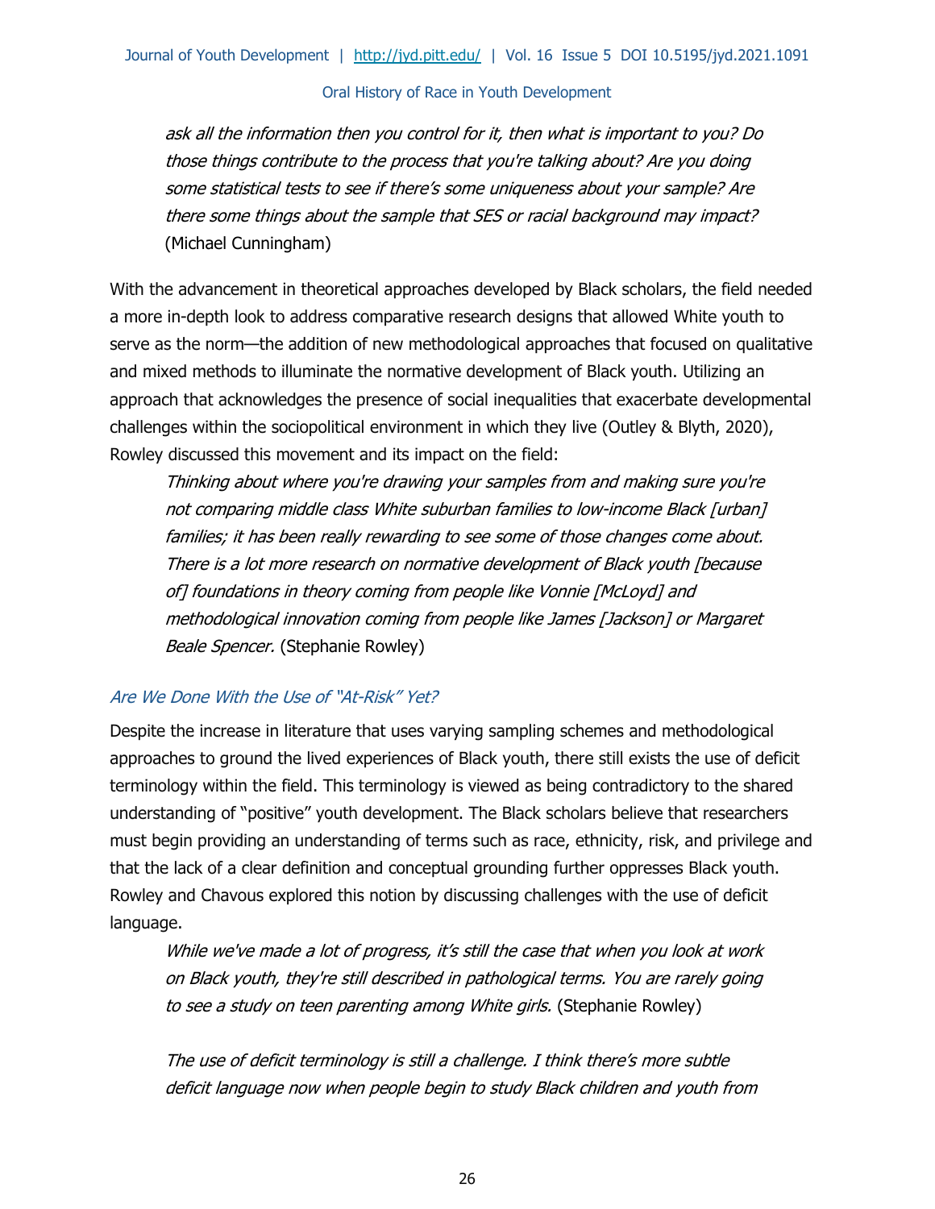> *ask all the information then you control for it, then what is important to you? Do those things contribute to the process that you're talking about? Are you doing some statistical tests to see if there's some uniqueness about your sample? Are there some things about the sample that SES or racial background may impact?* (Michael Cunningham)

With the advancement in theoretical approaches developed by Black scholars, the field needed a more in-depth look to address comparative research designs that allowed White youth to serve as the norm—the addition of new methodological approaches that focused on qualitative and mixed methods to illuminate the normative development of Black youth. Utilizing an approach that acknowledges the presence of social inequalities that exacerbate developmental challenges within the sociopolitical environment in which they live (Outley & Blyth, 2020), Rowley discussed this movement and its impact on the field:

> *Thinking about where you're drawing your samples from and making sure you're not comparing middle class White suburban families to low-income Black [urban] families; it has been really rewarding to see some of those changes come about. There is a lot more research on normative development of Black youth [because of] foundations in theory coming from people like Vonnie [McLoyd] and methodological innovation coming from people like James [Jackson] or Margaret Beale Spencer.* (Stephanie Rowley)

### *Are We Done With the Use of "At-Risk" Yet?*

Despite the increase in literature that uses varying sampling schemes and methodological approaches to ground the lived experiences of Black youth, there still exists the use of deficit terminology within the field. This terminology is viewed as being contradictory to the shared understanding of "positive" youth development. The Black scholars believe that researchers must begin providing an understanding of terms such as race, ethnicity, risk, and privilege and that the lack of a clear definition and conceptual grounding further oppresses Black youth. Rowley and Chavous explored this notion by discussing challenges with the use of deficit language.

> *While we've made a lot of progress, it's still the case that when you look at work on Black youth, they're still described in pathological terms. You are rarely going to see a study on teen parenting among White girls.* (Stephanie Rowley)

> *The use of deficit terminology is still a challenge. I think there's more subtle deficit language now when people begin to study Black children and youth from*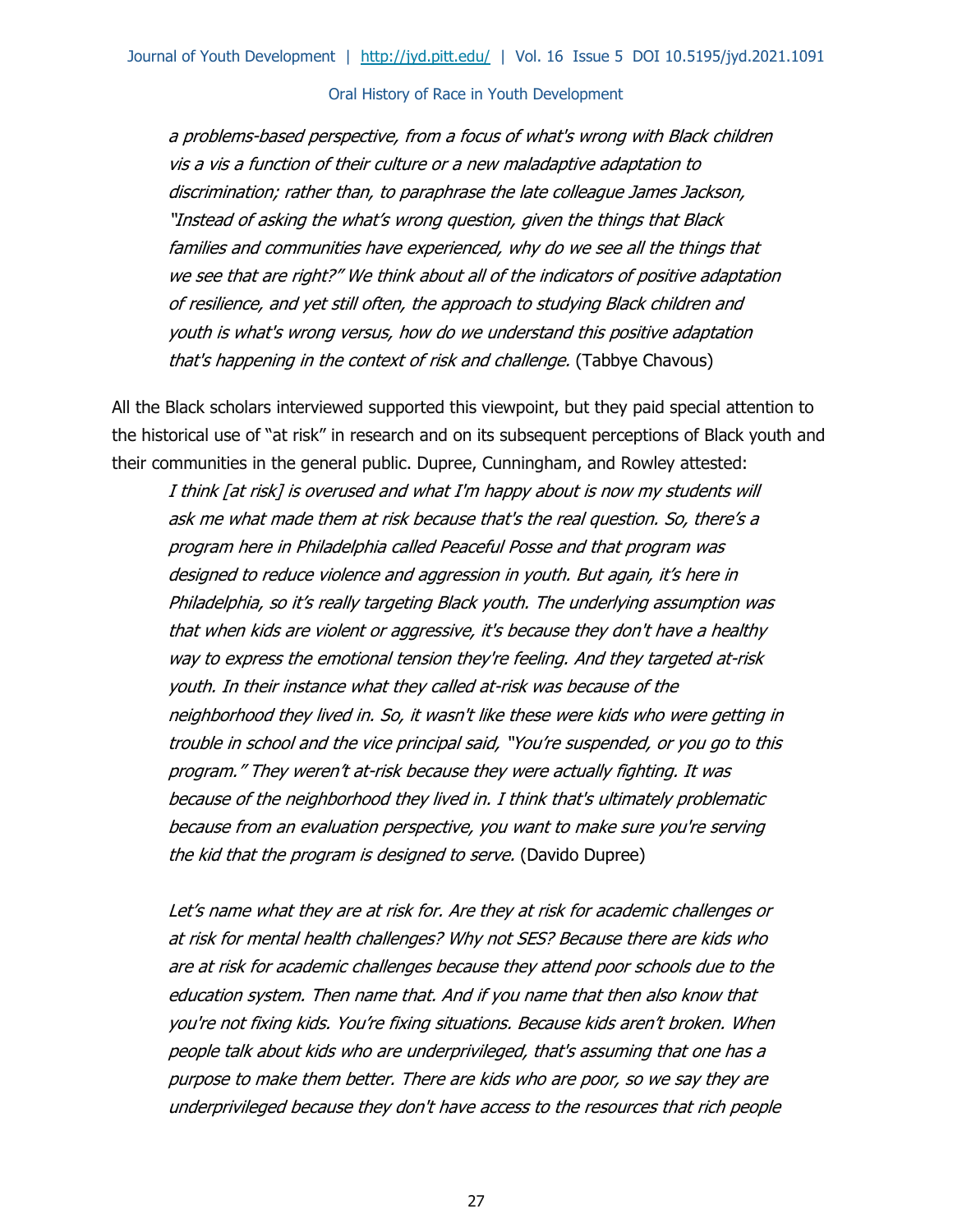*a problems-based perspective, from a focus of what's wrong with Black children vis a vis a function of their culture or a new maladaptive adaptation to discrimination; rather than, to paraphrase the late colleague James Jackson, "Instead of asking the what's wrong question, given the things that Black families and communities have experienced, why do we see all the things that we see that are right?" We think about all of the indicators of positive adaptation of resilience, and yet still often, the approach to studying Black children and youth is what's wrong versus, how do we understand this positive adaptation that's happening in the context of risk and challenge.* (Tabbye Chavous)

All the Black scholars interviewed supported this viewpoint, but they paid special attention to the historical use of "at risk" in research and on its subsequent perceptions of Black youth and their communities in the general public. Dupree, Cunningham, and Rowley attested:

> *I think [at risk] is overused and what I'm happy about is now my students will ask me what made them at risk because that's the real question. So, there's a program here in Philadelphia called Peaceful Posse and that program was designed to reduce violence and aggression in youth. But again, it's here in Philadelphia, so it's really targeting Black youth. The underlying assumption was that when kids are violent or aggressive, it's because they don't have a healthy way to express the emotional tension they're feeling. And they targeted at-risk youth. In their instance what they called at-risk was because of the neighborhood they lived in. So, it wasn't like these were kids who were getting in trouble in school and the vice principal said, "You're suspended, or you go to this program." They weren't at-risk because they were actually fighting. It was because of the neighborhood they lived in. I think that's ultimately problematic because from an evaluation perspective, you want to make sure you're serving the kid that the program is designed to serve.* (Davido Dupree)

> *Let's name what they are at risk for. Are they at risk for academic challenges or at risk for mental health challenges? Why not SES? Because there are kids who are at risk for academic challenges because they attend poor schools due to the education system. Then name that. And if you name that then also know that you're not fixing kids. You're fixing situations. Because kids aren't broken. When people talk about kids who are underprivileged, that's assuming that one has a purpose to make them better. There are kids who are poor, so we say they are underprivileged because they don't have access to the resources that rich people*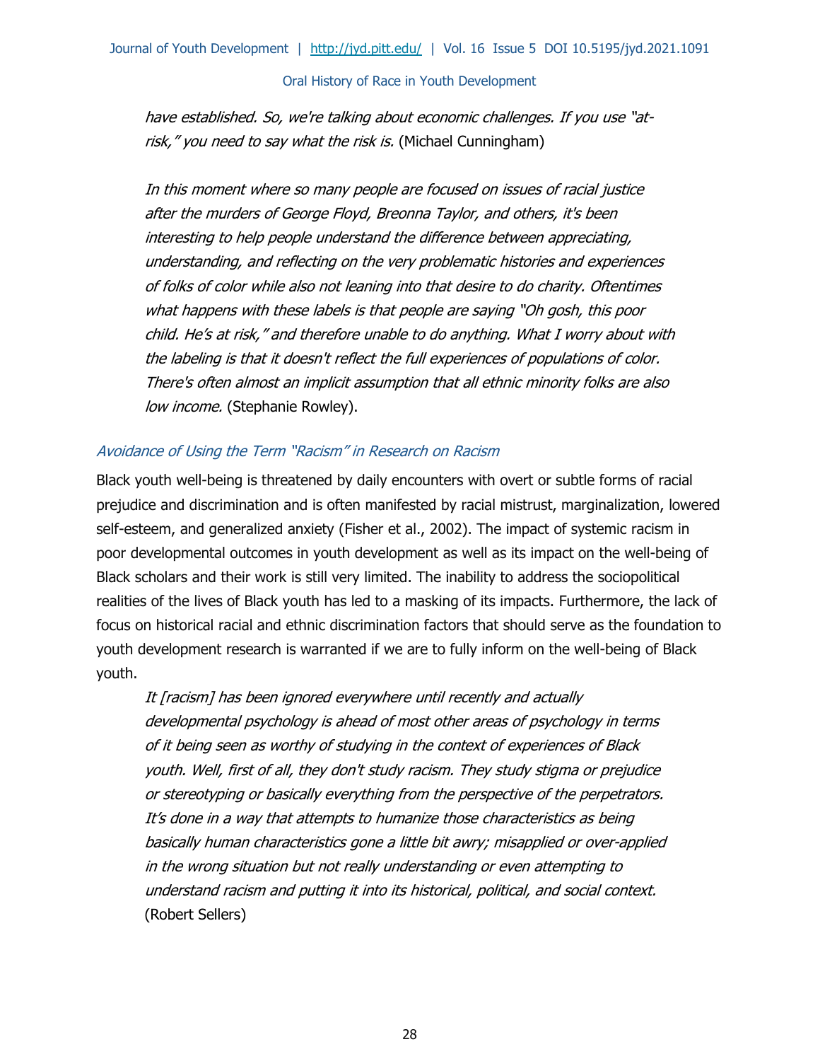*have established. So, we're talking about economic challenges. If you use "at-risk," you need to say what the risk is.* (Michael Cunningham)

> *In this moment where so many people are focused on issues of racial justice after the murders of George Floyd, Breonna Taylor, and others, it's been interesting to help people understand the difference between appreciating, understanding, and reflecting on the very problematic histories and experiences of folks of color while also not leaning into that desire to do charity. Oftentimes what happens with these labels is that people are saying "Oh gosh, this poor child. He's at risk," and therefore unable to do anything. What I worry about with the labeling is that it doesn't reflect the full experiences of populations of color. There's often almost an implicit assumption that all ethnic minority folks are also low income.* (Stephanie Rowley).

### *Avoidance of Using the Term "Racism" in Research on Racism*

Black youth well-being is threatened by daily encounters with overt or subtle forms of racial prejudice and discrimination and is often manifested by racial mistrust, marginalization, lowered self-esteem, and generalized anxiety (Fisher et al., 2002). The impact of systemic racism in poor developmental outcomes in youth development as well as its impact on the well-being of Black scholars and their work is still very limited. The inability to address the sociopolitical realities of the lives of Black youth has led to a masking of its impacts. Furthermore, the lack of focus on historical racial and ethnic discrimination factors that should serve as the foundation to youth development research is warranted if we are to fully inform on the well-being of Black youth.

> *It [racism] has been ignored everywhere until recently and actually developmental psychology is ahead of most other areas of psychology in terms of it being seen as worthy of studying in the context of experiences of Black youth. Well, first of all, they don't study racism. They study stigma or prejudice or stereotyping or basically everything from the perspective of the perpetrators. It's done in a way that attempts to humanize those characteristics as being basically human characteristics gone a little bit awry; misapplied or over-applied in the wrong situation but not really understanding or even attempting to understand racism and putting it into its historical, political, and social context.* (Robert Sellers)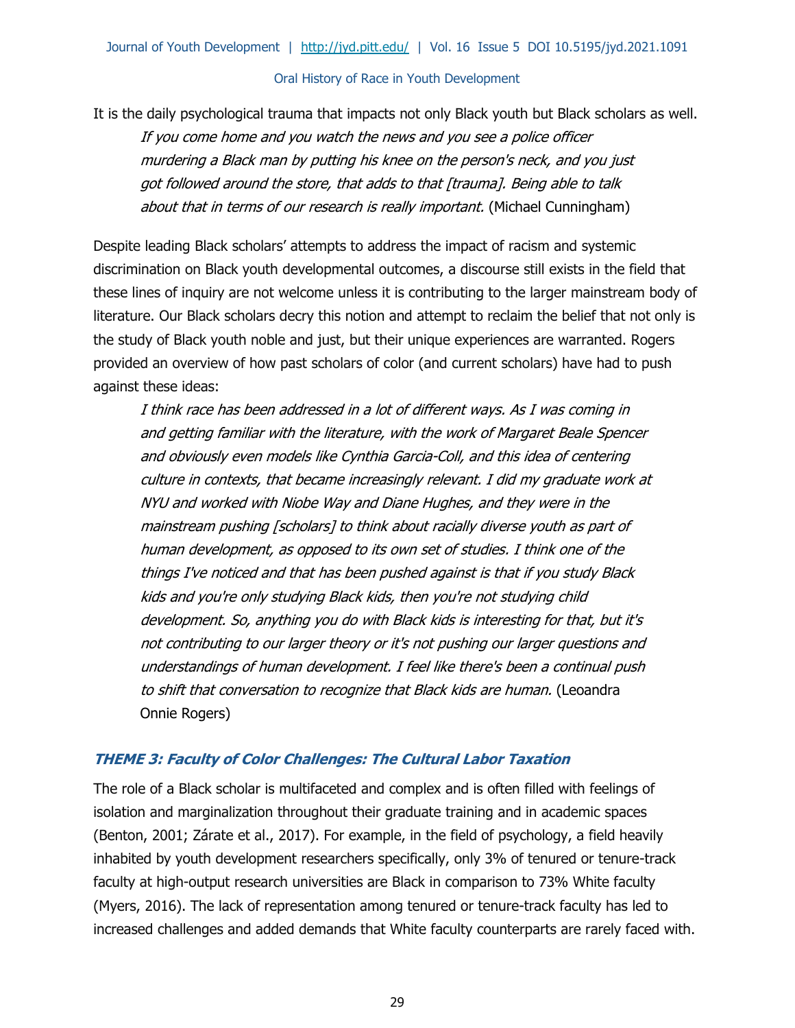It is the daily psychological trauma that impacts not only Black youth but Black scholars as well.

> *If you come home and you watch the news and you see a police officer murdering a Black man by putting his knee on the person's neck, and you just got followed around the store, that adds to that [trauma]. Being able to talk about that in terms of our research is really important.* (Michael Cunningham)

Despite leading Black scholars' attempts to address the impact of racism and systemic discrimination on Black youth developmental outcomes, a discourse still exists in the field that these lines of inquiry are not welcome unless it is contributing to the larger mainstream body of literature. Our Black scholars decry this notion and attempt to reclaim the belief that not only is the study of Black youth noble and just, but their unique experiences are warranted. Rogers provided an overview of how past scholars of color (and current scholars) have had to push against these ideas:

> *I think race has been addressed in a lot of different ways. As I was coming in and getting familiar with the literature, with the work of Margaret Beale Spencer and obviously even models like Cynthia Garcia-Coll, and this idea of centering culture in contexts, that became increasingly relevant. I did my graduate work at NYU and worked with Niobe Way and Diane Hughes, and they were in the mainstream pushing [scholars] to think about racially diverse youth as part of human development, as opposed to its own set of studies. I think one of the things I've noticed and that has been pushed against is that if you study Black kids and you're only studying Black kids, then you're not studying child development. So, anything you do with Black kids is interesting for that, but it's not contributing to our larger theory or it's not pushing our larger questions and understandings of human development. I feel like there's been a continual push to shift that conversation to recognize that Black kids are human.* (Leoandra Onnie Rogers)

### THEME 3: Faculty of Color Challenges: The Cultural Labor Taxation

The role of a Black scholar is multifaceted and complex and is often filled with feelings of isolation and marginalization throughout their graduate training and in academic spaces (Benton, 2001; Zárate et al., 2017). For example, in the field of psychology, a field heavily inhabited by youth development researchers specifically, only 3% of tenured or tenure-track faculty at high-output research universities are Black in comparison to 73% White faculty (Myers, 2016). The lack of representation among tenured or tenure-track faculty has led to increased challenges and added demands that White faculty counterparts are rarely faced with.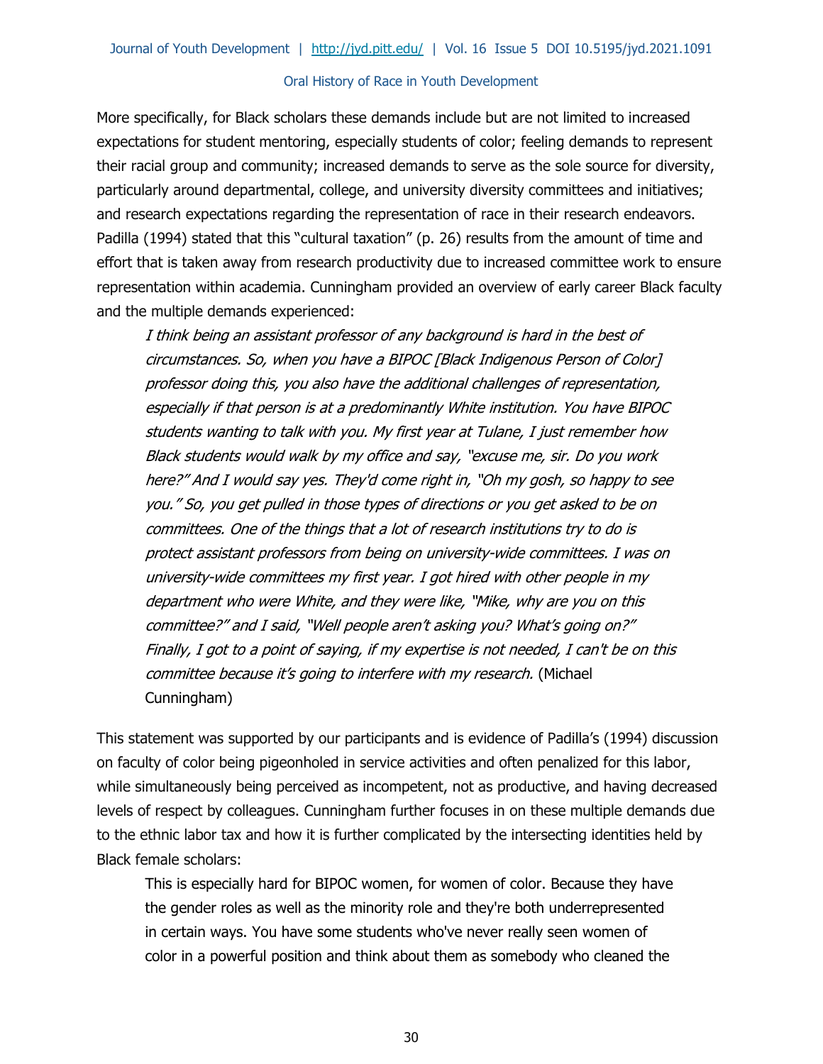More specifically, for Black scholars these demands include but are not limited to increased expectations for student mentoring, especially students of color; feeling demands to represent their racial group and community; increased demands to serve as the sole source for diversity, particularly around departmental, college, and university diversity committees and initiatives; and research expectations regarding the representation of race in their research endeavors. Padilla (1994) stated that this "cultural taxation" (p. 26) results from the amount of time and effort that is taken away from research productivity due to increased committee work to ensure representation within academia. Cunningham provided an overview of early career Black faculty and the multiple demands experienced:

> *I think being an assistant professor of any background is hard in the best of circumstances. So, when you have a BIPOC [Black Indigenous Person of Color] professor doing this, you also have the additional challenges of representation, especially if that person is at a predominantly White institution. You have BIPOC students wanting to talk with you. My first year at Tulane, I just remember how Black students would walk by my office and say, "excuse me, sir. Do you work here?" And I would say yes. They'd come right in, "Oh my gosh, so happy to see you." So, you get pulled in those types of directions or you get asked to be on committees. One of the things that a lot of research institutions try to do is protect assistant professors from being on university-wide committees. I was on university-wide committees my first year. I got hired with other people in my department who were White, and they were like, "Mike, why are you on this committee?" and I said, "Well people aren't asking you? What's going on?" Finally, I got to a point of saying, if my expertise is not needed, I can't be on this committee because it's going to interfere with my research.* (Michael Cunningham)

This statement was supported by our participants and is evidence of Padilla's (1994) discussion on faculty of color being pigeonholed in service activities and often penalized for this labor, while simultaneously being perceived as incompetent, not as productive, and having decreased levels of respect by colleagues. Cunningham further focuses in on these multiple demands due to the ethnic labor tax and how it is further complicated by the intersecting identities held by Black female scholars:

> This is especially hard for BIPOC women, for women of color. Because they have the gender roles as well as the minority role and they're both underrepresented in certain ways. You have some students who've never really seen women of color in a powerful position and think about them as somebody who cleaned the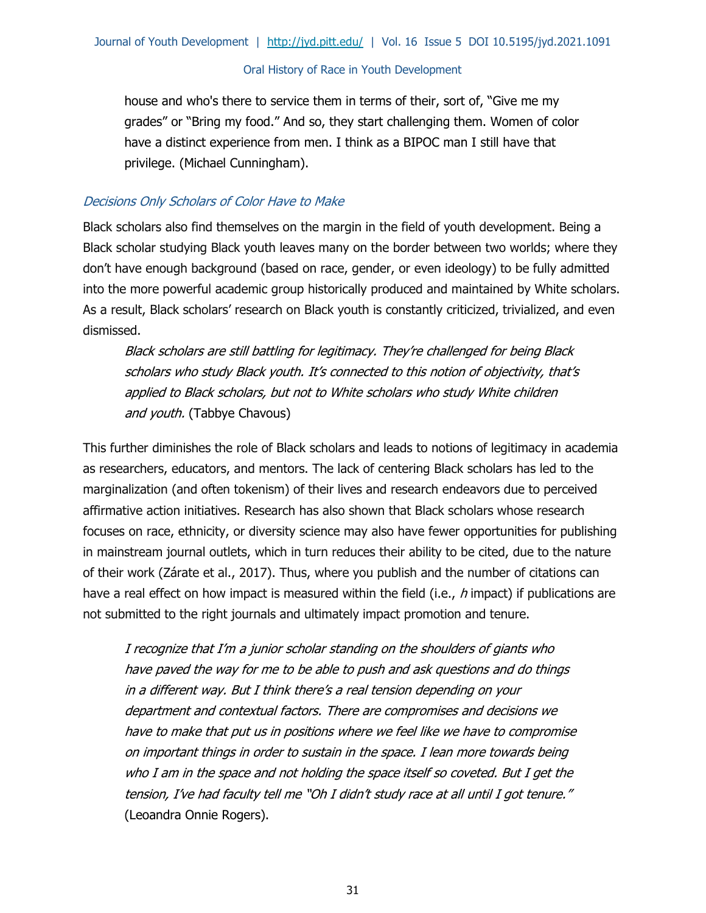> house and who's there to service them in terms of their, sort of, "Give me my grades" or "Bring my food." And so, they start challenging them. Women of color have a distinct experience from men. I think as a BIPOC man I still have that privilege. (Michael Cunningham).

### *Decisions Only Scholars of Color Have to Make*

Black scholars also find themselves on the margin in the field of youth development. Being a Black scholar studying Black youth leaves many on the border between two worlds; where they don't have enough background (based on race, gender, or even ideology) to be fully admitted into the more powerful academic group historically produced and maintained by White scholars. As a result, Black scholars' research on Black youth is constantly criticized, trivialized, and even dismissed.

> *Black scholars are still battling for legitimacy. They're challenged for being Black scholars who study Black youth. It's connected to this notion of objectivity, that's applied to Black scholars, but not to White scholars who study White children and youth.* (Tabbye Chavous)

This further diminishes the role of Black scholars and leads to notions of legitimacy in academia as researchers, educators, and mentors. The lack of centering Black scholars has led to the marginalization (and often tokenism) of their lives and research endeavors due to perceived affirmative action initiatives. Research has also shown that Black scholars whose research focuses on race, ethnicity, or diversity science may also have fewer opportunities for publishing in mainstream journal outlets, which in turn reduces their ability to be cited, due to the nature of their work (Zárate et al., 2017). Thus, where you publish and the number of citations can have a real effect on how impact is measured within the field (i.e., *h* impact) if publications are not submitted to the right journals and ultimately impact promotion and tenure.

> *I recognize that I'm a junior scholar standing on the shoulders of giants who have paved the way for me to be able to push and ask questions and do things in a different way. But I think there's a real tension depending on your department and contextual factors. There are compromises and decisions we have to make that put us in positions where we feel like we have to compromise on important things in order to sustain in the space. I lean more towards being who I am in the space and not holding the space itself so coveted. But I get the tension, I've had faculty tell me "Oh I didn't study race at all until I got tenure."* (Leoandra Onnie Rogers).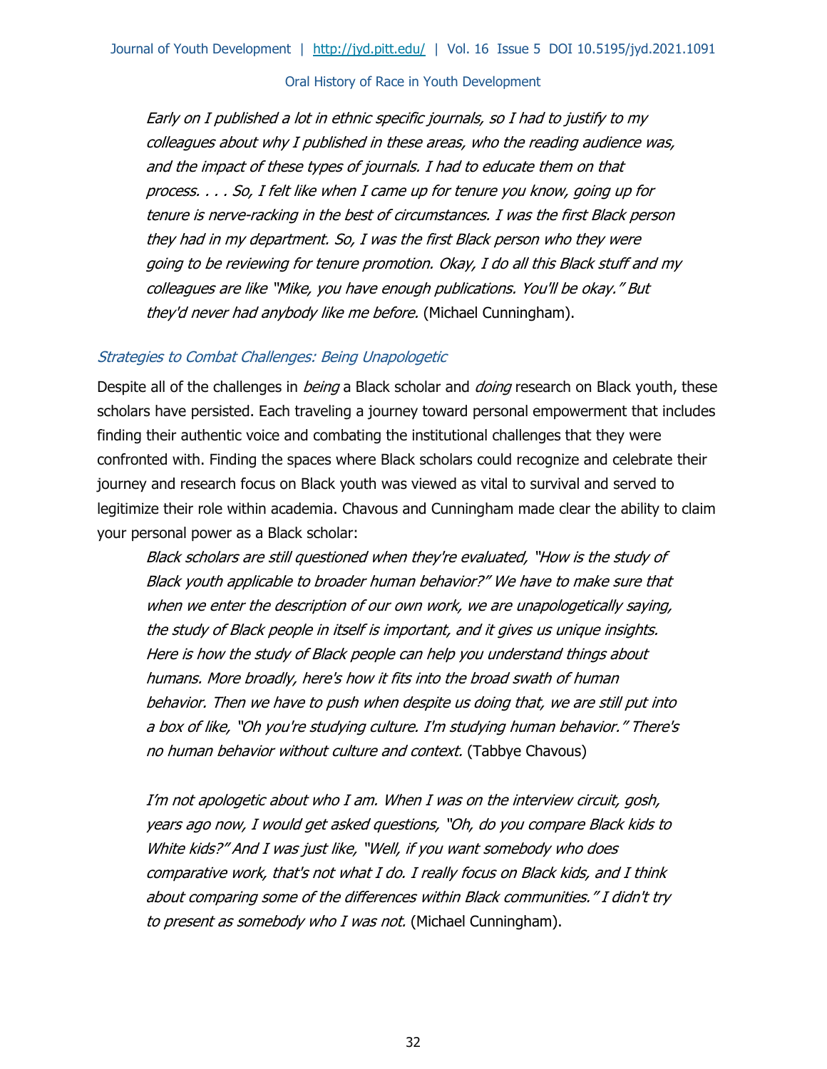*Early on I published a lot in ethnic specific journals, so I had to justify to my colleagues about why I published in these areas, who the reading audience was, and the impact of these types of journals. I had to educate them on that process. . . . So, I felt like when I came up for tenure you know, going up for tenure is nerve-racking in the best of circumstances. I was the first Black person they had in my department. So, I was the first Black person who they were going to be reviewing for tenure promotion. Okay, I do all this Black stuff and my colleagues are like "Mike, you have enough publications. You'll be okay." But they'd never had anybody like me before.* (Michael Cunningham).

### *Strategies to Combat Challenges: Being Unapologetic*

Despite all of the challenges in *being* a Black scholar and *doing* research on Black youth, these scholars have persisted. Each traveling a journey toward personal empowerment that includes finding their authentic voice and combating the institutional challenges that they were confronted with. Finding the spaces where Black scholars could recognize and celebrate their journey and research focus on Black youth was viewed as vital to survival and served to legitimize their role within academia. Chavous and Cunningham made clear the ability to claim your personal power as a Black scholar:

> *Black scholars are still questioned when they're evaluated, "How is the study of Black youth applicable to broader human behavior?" We have to make sure that when we enter the description of our own work, we are unapologetically saying, the study of Black people in itself is important, and it gives us unique insights. Here is how the study of Black people can help you understand things about humans. More broadly, here's how it fits into the broad swath of human behavior. Then we have to push when despite us doing that, we are still put into a box of like, "Oh you're studying culture. I'm studying human behavior." There's no human behavior without culture and context.* (Tabbye Chavous)
>
> *I'm not apologetic about who I am. When I was on the interview circuit, gosh, years ago now, I would get asked questions, "Oh, do you compare Black kids to White kids?" And I was just like, "Well, if you want somebody who does comparative work, that's not what I do. I really focus on Black kids, and I think about comparing some of the differences within Black communities." I didn't try to present as somebody who I was not.* (Michael Cunningham).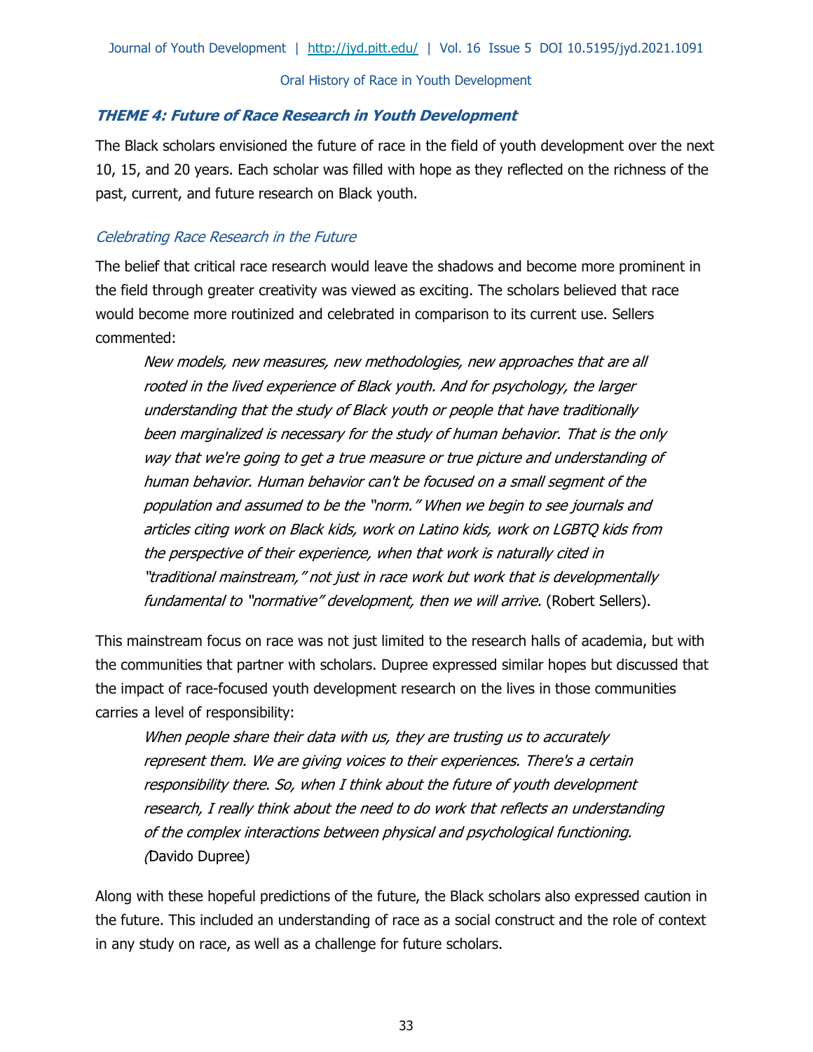### *THEME 4: Future of Race Research in Youth Development*

The Black scholars envisioned the future of race in the field of youth development over the next 10, 15, and 20 years. Each scholar was filled with hope as they reflected on the richness of the past, current, and future research on Black youth.

#### *Celebrating Race Research in the Future*

The belief that critical race research would leave the shadows and become more prominent in the field through greater creativity was viewed as exciting. The scholars believed that race would become more routinized and celebrated in comparison to its current use. Sellers commented:

> *New models, new measures, new methodologies, new approaches that are all rooted in the lived experience of Black youth. And for psychology, the larger understanding that the study of Black youth or people that have traditionally been marginalized is necessary for the study of human behavior. That is the only way that we're going to get a true measure or true picture and understanding of human behavior. Human behavior can't be focused on a small segment of the population and assumed to be the "norm." When we begin to see journals and articles citing work on Black kids, work on Latino kids, work on LGBTQ kids from the perspective of their experience, when that work is naturally cited in "traditional mainstream," not just in race work but work that is developmentally fundamental to "normative" development, then we will arrive.* (Robert Sellers).

This mainstream focus on race was not just limited to the research halls of academia, but with the communities that partner with scholars. Dupree expressed similar hopes but discussed that the impact of race-focused youth development research on the lives in those communities carries a level of responsibility:

> *When people share their data with us, they are trusting us to accurately represent them. We are giving voices to their experiences. There's a certain responsibility there. So, when I think about the future of youth development research, I really think about the need to do work that reflects an understanding of the complex interactions between physical and psychological functioning. (*Davido Dupree)

Along with these hopeful predictions of the future, the Black scholars also expressed caution in the future. This included an understanding of race as a social construct and the role of context in any study on race, as well as a challenge for future scholars.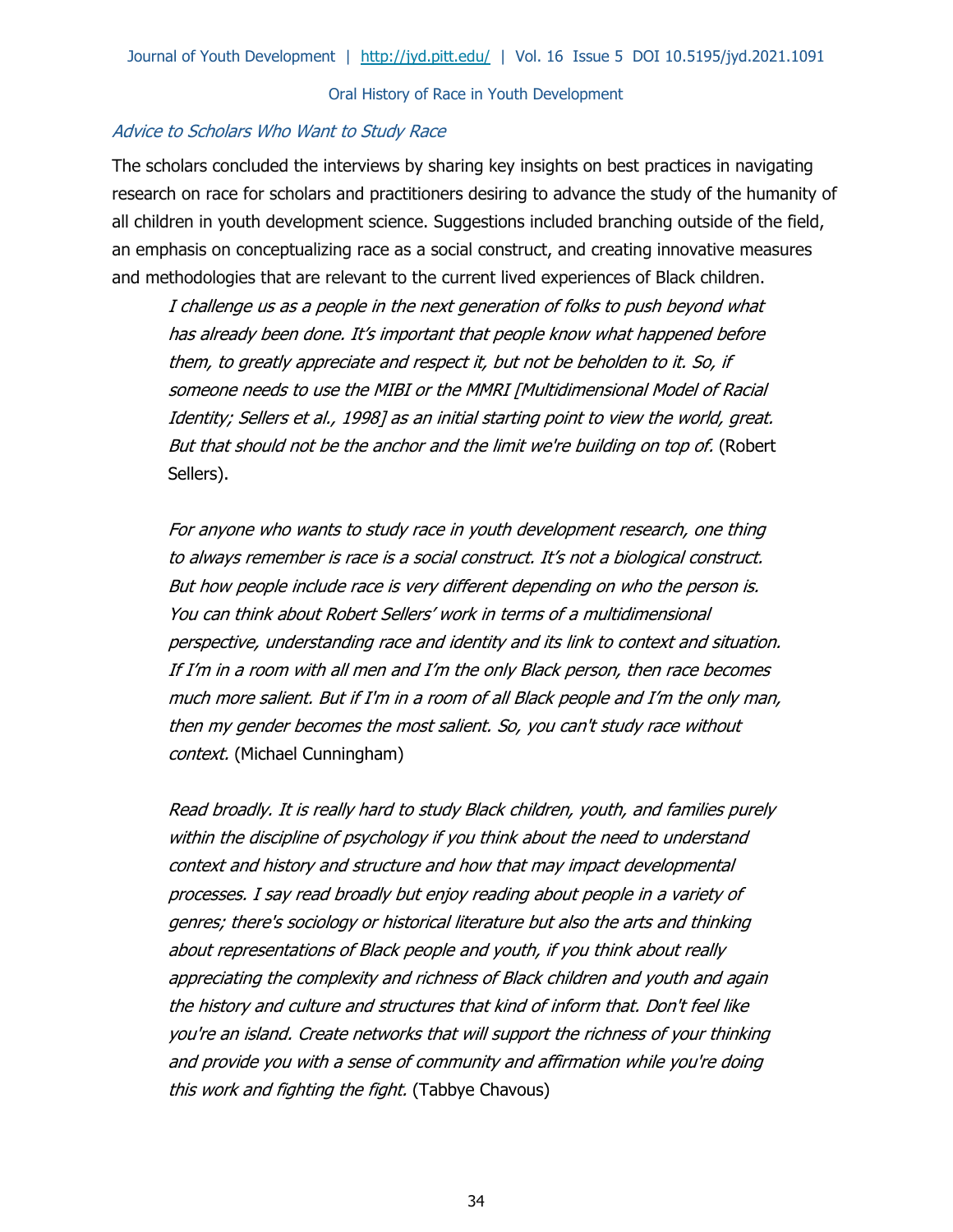### *Advice to Scholars Who Want to Study Race*

The scholars concluded the interviews by sharing key insights on best practices in navigating research on race for scholars and practitioners desiring to advance the study of the humanity of all children in youth development science. Suggestions included branching outside of the field, an emphasis on conceptualizing race as a social construct, and creating innovative measures and methodologies that are relevant to the current lived experiences of Black children.

> *I challenge us as a people in the next generation of folks to push beyond what has already been done. It's important that people know what happened before them, to greatly appreciate and respect it, but not be beholden to it. So, if someone needs to use the MIBI or the MMRI [Multidimensional Model of Racial Identity; Sellers et al., 1998] as an initial starting point to view the world, great. But that should not be the anchor and the limit we're building on top of.* (Robert Sellers).

> *For anyone who wants to study race in youth development research, one thing to always remember is race is a social construct. It's not a biological construct. But how people include race is very different depending on who the person is. You can think about Robert Sellers' work in terms of a multidimensional perspective, understanding race and identity and its link to context and situation. If I'm in a room with all men and I'm the only Black person, then race becomes much more salient. But if I'm in a room of all Black people and I'm the only man, then my gender becomes the most salient. So, you can't study race without context.* (Michael Cunningham)

> *Read broadly. It is really hard to study Black children, youth, and families purely within the discipline of psychology if you think about the need to understand context and history and structure and how that may impact developmental processes. I say read broadly but enjoy reading about people in a variety of genres; there's sociology or historical literature but also the arts and thinking about representations of Black people and youth, if you think about really appreciating the complexity and richness of Black children and youth and again the history and culture and structures that kind of inform that. Don't feel like you're an island. Create networks that will support the richness of your thinking and provide you with a sense of community and affirmation while you're doing this work and fighting the fight.* (Tabbye Chavous)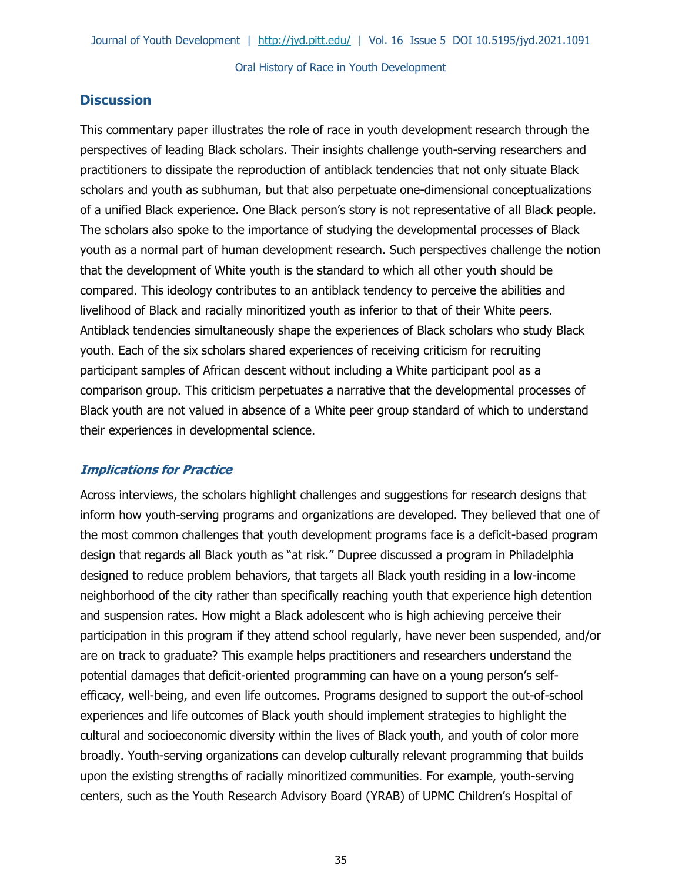## Discussion

This commentary paper illustrates the role of race in youth development research through the perspectives of leading Black scholars. Their insights challenge youth-serving researchers and practitioners to dissipate the reproduction of antiblack tendencies that not only situate Black scholars and youth as subhuman, but that also perpetuate one-dimensional conceptualizations of a unified Black experience. One Black person's story is not representative of all Black people. The scholars also spoke to the importance of studying the developmental processes of Black youth as a normal part of human development research. Such perspectives challenge the notion that the development of White youth is the standard to which all other youth should be compared. This ideology contributes to an antiblack tendency to perceive the abilities and livelihood of Black and racially minoritized youth as inferior to that of their White peers. Antiblack tendencies simultaneously shape the experiences of Black scholars who study Black youth. Each of the six scholars shared experiences of receiving criticism for recruiting participant samples of African descent without including a White participant pool as a comparison group. This criticism perpetuates a narrative that the developmental processes of Black youth are not valued in absence of a White peer group standard of which to understand their experiences in developmental science.

### *Implications for Practice*

Across interviews, the scholars highlight challenges and suggestions for research designs that inform how youth-serving programs and organizations are developed. They believed that one of the most common challenges that youth development programs face is a deficit-based program design that regards all Black youth as "at risk." Dupree discussed a program in Philadelphia designed to reduce problem behaviors, that targets all Black youth residing in a low-income neighborhood of the city rather than specifically reaching youth that experience high detention and suspension rates. How might a Black adolescent who is high achieving perceive their participation in this program if they attend school regularly, have never been suspended, and/or are on track to graduate? This example helps practitioners and researchers understand the potential damages that deficit-oriented programming can have on a young person's self-efficacy, well-being, and even life outcomes. Programs designed to support the out-of-school experiences and life outcomes of Black youth should implement strategies to highlight the cultural and socioeconomic diversity within the lives of Black youth, and youth of color more broadly. Youth-serving organizations can develop culturally relevant programming that builds upon the existing strengths of racially minoritized communities. For example, youth-serving centers, such as the Youth Research Advisory Board (YRAB) of UPMC Children's Hospital of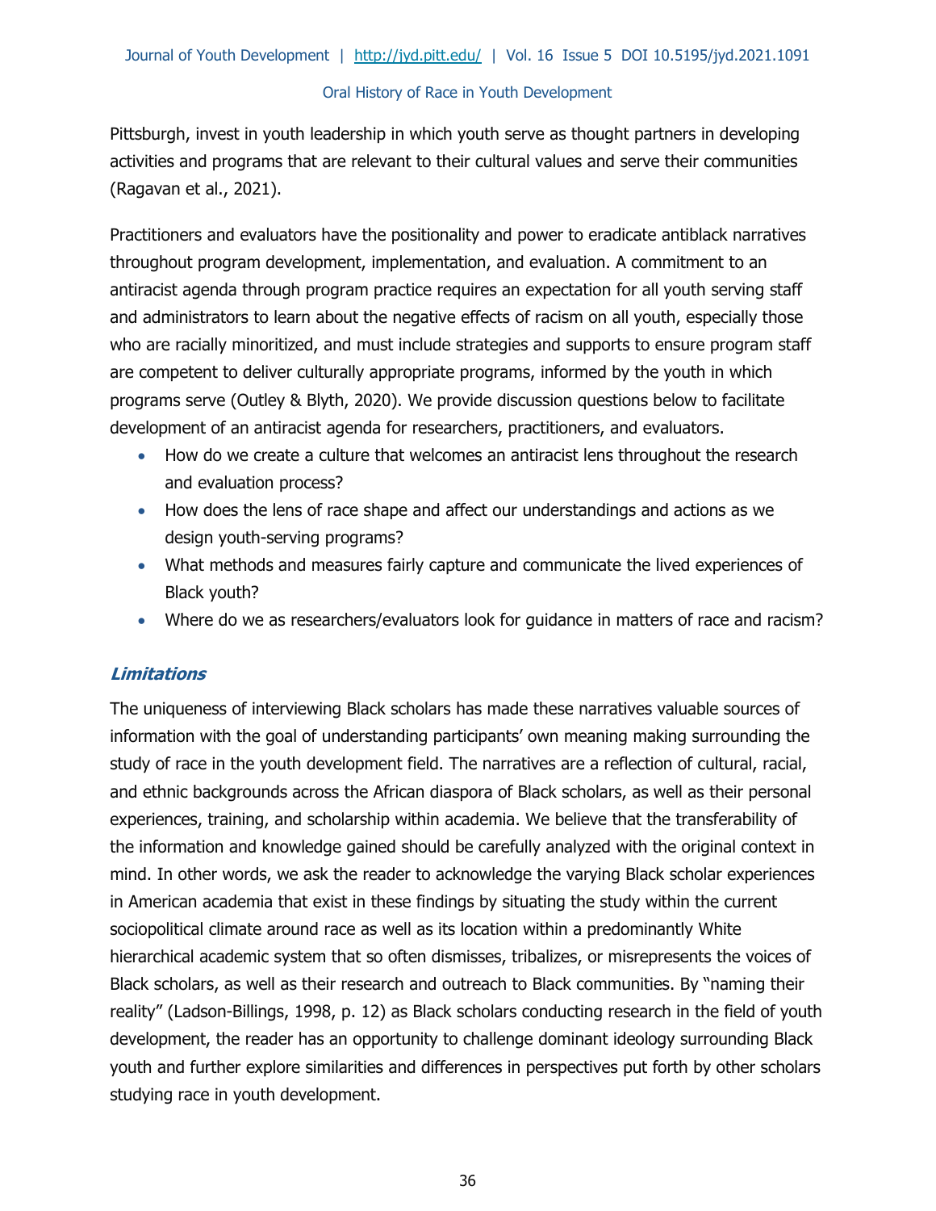Pittsburgh, invest in youth leadership in which youth serve as thought partners in developing activities and programs that are relevant to their cultural values and serve their communities (Ragavan et al., 2021).

Practitioners and evaluators have the positionality and power to eradicate antiblack narratives throughout program development, implementation, and evaluation. A commitment to an antiracist agenda through program practice requires an expectation for all youth serving staff and administrators to learn about the negative effects of racism on all youth, especially those who are racially minoritized, and must include strategies and supports to ensure program staff are competent to deliver culturally appropriate programs, informed by the youth in which programs serve (Outley & Blyth, 2020). We provide discussion questions below to facilitate development of an antiracist agenda for researchers, practitioners, and evaluators.

- How do we create a culture that welcomes an antiracist lens throughout the research and evaluation process?
- How does the lens of race shape and affect our understandings and actions as we design youth-serving programs?
- What methods and measures fairly capture and communicate the lived experiences of Black youth?
- Where do we as researchers/evaluators look for guidance in matters of race and racism?

### *Limitations*

The uniqueness of interviewing Black scholars has made these narratives valuable sources of information with the goal of understanding participants' own meaning making surrounding the study of race in the youth development field. The narratives are a reflection of cultural, racial, and ethnic backgrounds across the African diaspora of Black scholars, as well as their personal experiences, training, and scholarship within academia. We believe that the transferability of the information and knowledge gained should be carefully analyzed with the original context in mind. In other words, we ask the reader to acknowledge the varying Black scholar experiences in American academia that exist in these findings by situating the study within the current sociopolitical climate around race as well as its location within a predominantly White hierarchical academic system that so often dismisses, tribalizes, or misrepresents the voices of Black scholars, as well as their research and outreach to Black communities. By "naming their reality" (Ladson-Billings, 1998, p. 12) as Black scholars conducting research in the field of youth development, the reader has an opportunity to challenge dominant ideology surrounding Black youth and further explore similarities and differences in perspectives put forth by other scholars studying race in youth development.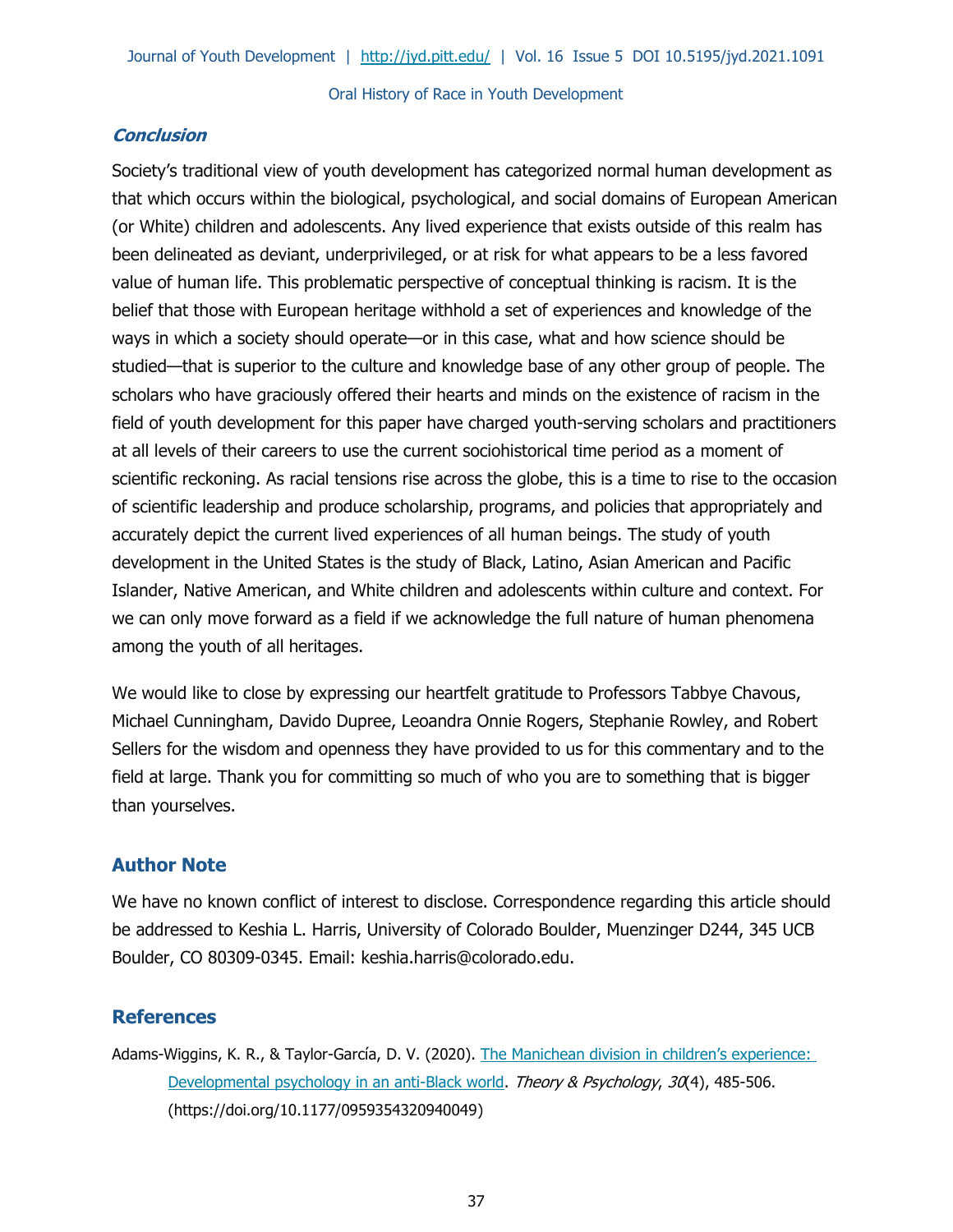### *Conclusion*

Society's traditional view of youth development has categorized normal human development as that which occurs within the biological, psychological, and social domains of European American (or White) children and adolescents. Any lived experience that exists outside of this realm has been delineated as deviant, underprivileged, or at risk for what appears to be a less favored value of human life. This problematic perspective of conceptual thinking is racism. It is the belief that those with European heritage withhold a set of experiences and knowledge of the ways in which a society should operate—or in this case, what and how science should be studied—that is superior to the culture and knowledge base of any other group of people. The scholars who have graciously offered their hearts and minds on the existence of racism in the field of youth development for this paper have charged youth-serving scholars and practitioners at all levels of their careers to use the current sociohistorical time period as a moment of scientific reckoning. As racial tensions rise across the globe, this is a time to rise to the occasion of scientific leadership and produce scholarship, programs, and policies that appropriately and accurately depict the current lived experiences of all human beings. The study of youth development in the United States is the study of Black, Latino, Asian American and Pacific Islander, Native American, and White children and adolescents within culture and context. For we can only move forward as a field if we acknowledge the full nature of human phenomena among the youth of all heritages.

We would like to close by expressing our heartfelt gratitude to Professors Tabbye Chavous, Michael Cunningham, Davido Dupree, Leoandra Onnie Rogers, Stephanie Rowley, and Robert Sellers for the wisdom and openness they have provided to us for this commentary and to the field at large. Thank you for committing so much of who you are to something that is bigger than yourselves.

## Author Note

We have no known conflict of interest to disclose. Correspondence regarding this article should be addressed to Keshia L. Harris, University of Colorado Boulder, Muenzinger D244, 345 UCB Boulder, CO 80309-0345. Email: keshia.harris@colorado.edu.

## References

Adams-Wiggins, K. R., & Taylor-García, D. V. (2020). The Manichean division in children's experience: Developmental psychology in an anti-Black world. *Theory & Psychology*, *30*(4), 485-506. (https://doi.org/10.1177/0959354320940049)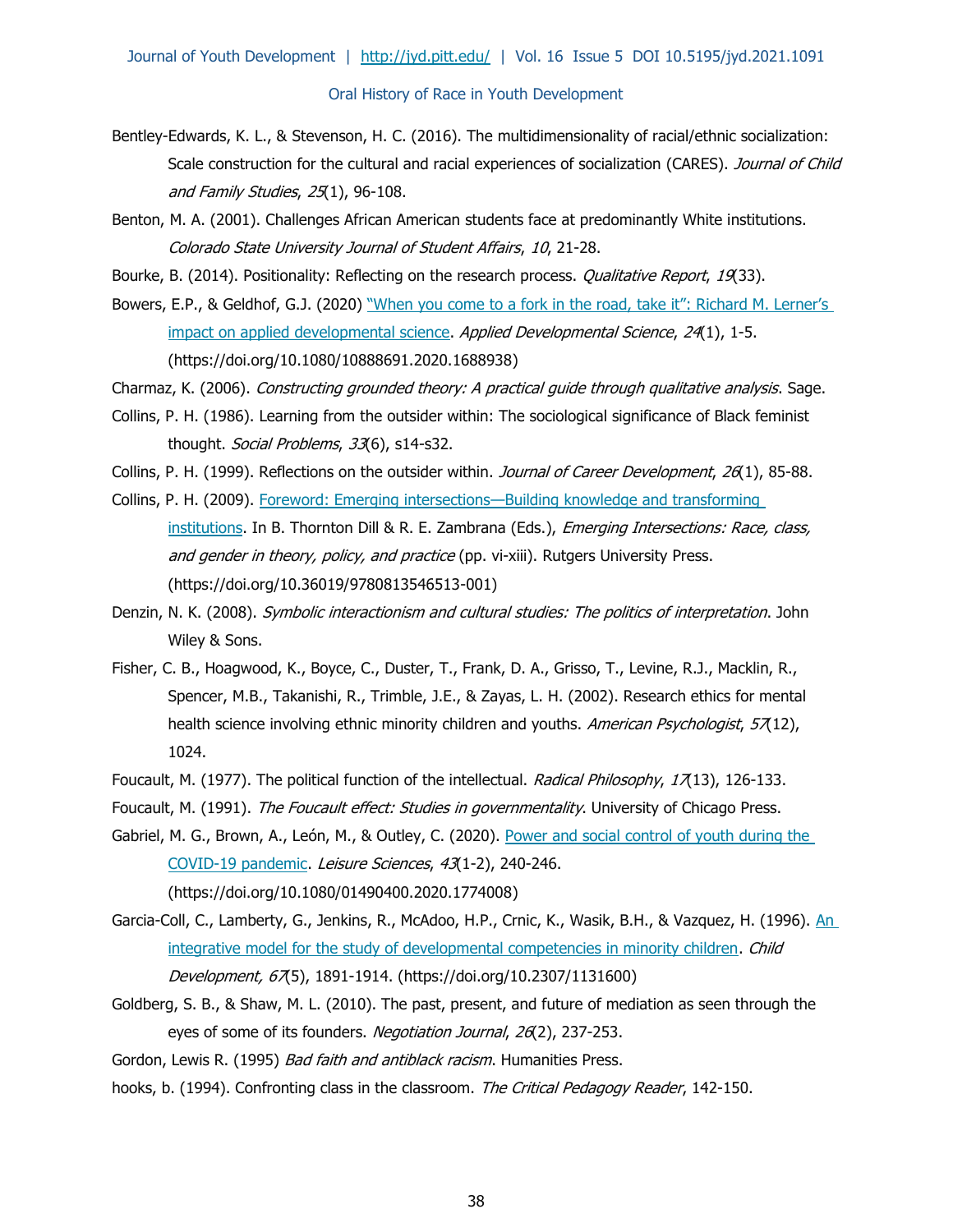Bentley-Edwards, K. L., & Stevenson, H. C. (2016). The multidimensionality of racial/ethnic socialization: Scale construction for the cultural and racial experiences of socialization (CARES). *Journal of Child and Family Studies*, *25*(1), 96-108.

Benton, M. A. (2001). Challenges African American students face at predominantly White institutions. *Colorado State University Journal of Student Affairs*, *10*, 21-28.

Bourke, B. (2014). Positionality: Reflecting on the research process. *Qualitative Report*, *19*(33).

Bowers, E.P., & Geldhof, G.J. (2020) "When you come to a fork in the road, take it": Richard M. Lerner's impact on applied developmental science. *Applied Developmental Science*, *24*(1), 1-5. (https://doi.org/10.1080/10888691.2020.1688938)

Charmaz, K. (2006). *Constructing grounded theory: A practical guide through qualitative analysis*. Sage.

Collins, P. H. (1986). Learning from the outsider within: The sociological significance of Black feminist thought. *Social Problems*, *33*(6), s14-s32.

Collins, P. H. (1999). Reflections on the outsider within. *Journal of Career Development*, *26*(1), 85-88.

Collins, P. H. (2009). Foreword: Emerging intersections—Building knowledge and transforming institutions. In B. Thornton Dill & R. E. Zambrana (Eds.), *Emerging Intersections: Race, class, and gender in theory, policy, and practice* (pp. vi-xiii). Rutgers University Press. (https://doi.org/10.36019/9780813546513-001)

Denzin, N. K. (2008). *Symbolic interactionism and cultural studies: The politics of interpretation*. John Wiley & Sons.

Fisher, C. B., Hoagwood, K., Boyce, C., Duster, T., Frank, D. A., Grisso, T., Levine, R.J., Macklin, R., Spencer, M.B., Takanishi, R., Trimble, J.E., & Zayas, L. H. (2002). Research ethics for mental health science involving ethnic minority children and youths. *American Psychologist*, *57*(12), 1024.

Foucault, M. (1977). The political function of the intellectual. *Radical Philosophy*, *17*(13), 126-133.

Foucault, M. (1991). *The Foucault effect: Studies in governmentality*. University of Chicago Press.

Gabriel, M. G., Brown, A., León, M., & Outley, C. (2020). Power and social control of youth during the COVID-19 pandemic. *Leisure Sciences*, *43*(1-2), 240-246. (https://doi.org/10.1080/01490400.2020.1774008)

Garcia-Coll, C., Lamberty, G., Jenkins, R., McAdoo, H.P., Crnic, K., Wasik, B.H., & Vazquez, H. (1996). An integrative model for the study of developmental competencies in minority children. *Child Development, 67*(5), 1891-1914. (https://doi.org/10.2307/1131600)

Goldberg, S. B., & Shaw, M. L. (2010). The past, present, and future of mediation as seen through the eyes of some of its founders. *Negotiation Journal*, *26*(2), 237-253.

Gordon, Lewis R. (1995) *Bad faith and antiblack racism*. Humanities Press.

hooks, b. (1994). Confronting class in the classroom. *The Critical Pedagogy Reader*, 142-150.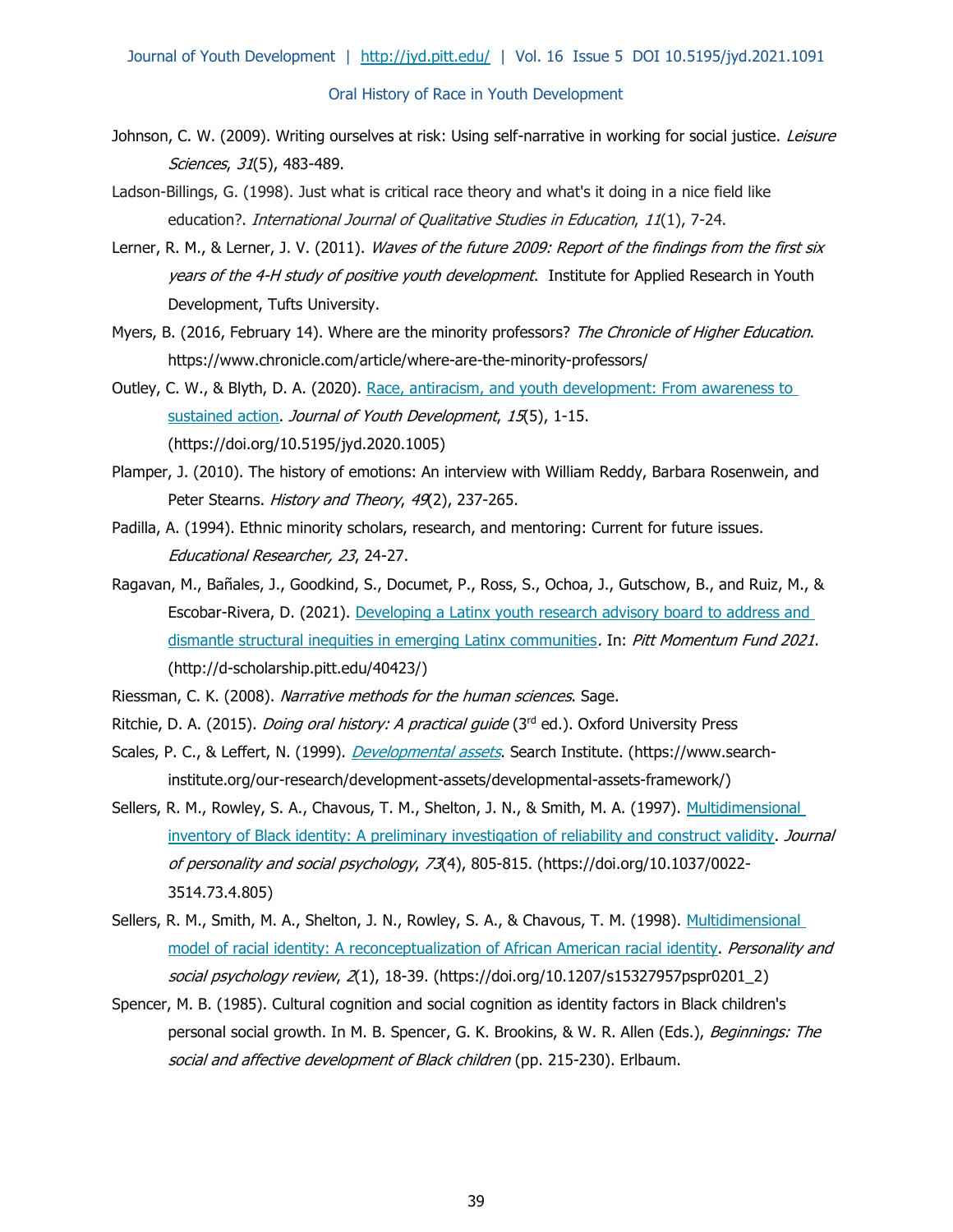Johnson, C. W. (2009). Writing ourselves at risk: Using self-narrative in working for social justice. *Leisure Sciences*, *31*(5), 483-489.

Ladson-Billings, G. (1998). Just what is critical race theory and what's it doing in a nice field like education?. *International Journal of Qualitative Studies in Education*, *11*(1), 7-24.

Lerner, R. M., & Lerner, J. V. (2011). *Waves of the future 2009: Report of the findings from the first six years of the 4-H study of positive youth development*. Institute for Applied Research in Youth Development, Tufts University.

Myers, B. (2016, February 14). Where are the minority professors? *The Chronicle of Higher Education*. https://www.chronicle.com/article/where-are-the-minority-professors/

Outley, C. W., & Blyth, D. A. (2020). Race, antiracism, and youth development: From awareness to sustained action. *Journal of Youth Development*, *15*(5), 1-15. (https://doi.org/10.5195/jyd.2020.1005)

Plamper, J. (2010). The history of emotions: An interview with William Reddy, Barbara Rosenwein, and Peter Stearns. *History and Theory*, *49*(2), 237-265.

Padilla, A. (1994). Ethnic minority scholars, research, and mentoring: Current for future issues. *Educational Researcher, 23*, 24-27.

Ragavan, M., Bañales, J., Goodkind, S., Documet, P., Ross, S., Ochoa, J., Gutschow, B., and Ruiz, M., & Escobar-Rivera, D. (2021). Developing a Latinx youth research advisory board to address and dismantle structural inequities in emerging Latinx communities*.* In: *Pitt Momentum Fund 2021*. (http://d-scholarship.pitt.edu/40423/)

Riessman, C. K. (2008). *Narrative methods for the human sciences*. Sage.

Ritchie, D. A. (2015). *Doing oral history: A practical guide* (3rd ed.). Oxford University Press

Scales, P. C., & Leffert, N. (1999). *Developmental assets*. Search Institute. (https://www.search-institute.org/our-research/development-assets/developmental-assets-framework/)

Sellers, R. M., Rowley, S. A., Chavous, T. M., Shelton, J. N., & Smith, M. A. (1997). Multidimensional inventory of Black identity: A preliminary investigation of reliability and construct validity. *Journal of personality and social psychology*, *73*(4), 805-815. (https://doi.org/10.1037/0022-3514.73.4.805)

Sellers, R. M., Smith, M. A., Shelton, J. N., Rowley, S. A., & Chavous, T. M. (1998). Multidimensional model of racial identity: A reconceptualization of African American racial identity. *Personality and social psychology review*, *2*(1), 18-39. (https://doi.org/10.1207/s15327957pspr0201_2)

Spencer, M. B. (1985). Cultural cognition and social cognition as identity factors in Black children's personal social growth. In M. B. Spencer, G. K. Brookins, & W. R. Allen (Eds.), *Beginnings: The social and affective development of Black children* (pp. 215-230). Erlbaum.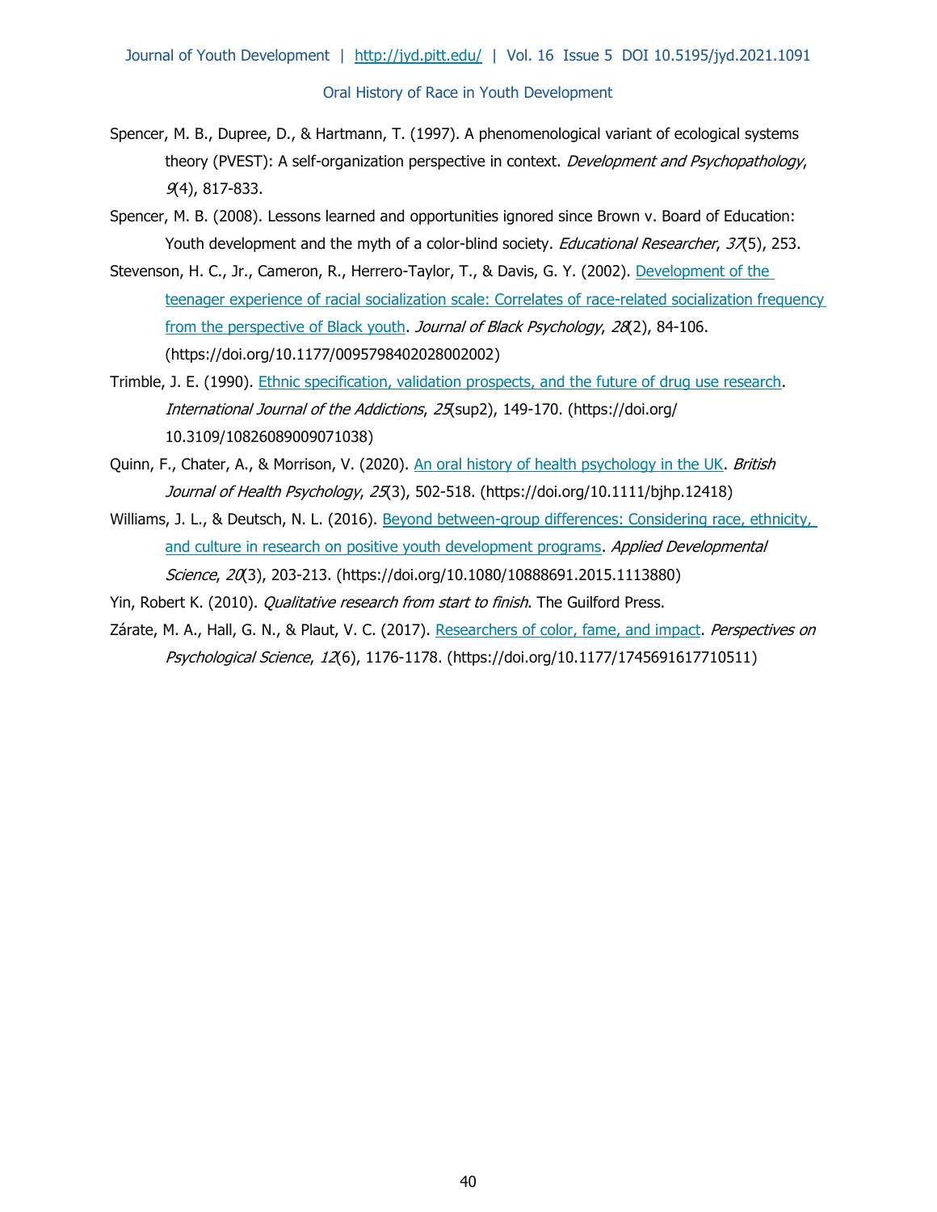Spencer, M. B., Dupree, D., & Hartmann, T. (1997). A phenomenological variant of ecological systems theory (PVEST): A self-organization perspective in context. *Development and Psychopathology*, *9*(4), 817-833.

Spencer, M. B. (2008). Lessons learned and opportunities ignored since Brown v. Board of Education: Youth development and the myth of a color-blind society. *Educational Researcher*, *37*(5), 253.

Stevenson, H. C., Jr., Cameron, R., Herrero-Taylor, T., & Davis, G. Y. (2002). Development of the teenager experience of racial socialization scale: Correlates of race-related socialization frequency from the perspective of Black youth. *Journal of Black Psychology*, *28*(2), 84-106. (https://doi.org/10.1177/0095798402028002002)

Trimble, J. E. (1990). Ethnic specification, validation prospects, and the future of drug use research. *International Journal of the Addictions*, *25*(sup2), 149-170. (https://doi.org/10.3109/10826089009071038)

Quinn, F., Chater, A., & Morrison, V. (2020). An oral history of health psychology in the UK. *British Journal of Health Psychology*, *25*(3), 502-518. (https://doi.org/10.1111/bjhp.12418)

Williams, J. L., & Deutsch, N. L. (2016). Beyond between-group differences: Considering race, ethnicity, and culture in research on positive youth development programs. *Applied Developmental Science*, *20*(3), 203-213. (https://doi.org/10.1080/10888691.2015.1113880)

Yin, Robert K. (2010). *Qualitative research from start to finish*. The Guilford Press.

Zárate, M. A., Hall, G. N., & Plaut, V. C. (2017). Researchers of color, fame, and impact. *Perspectives on Psychological Science*, *12*(6), 1176-1178. (https://doi.org/10.1177/1745691617710511)